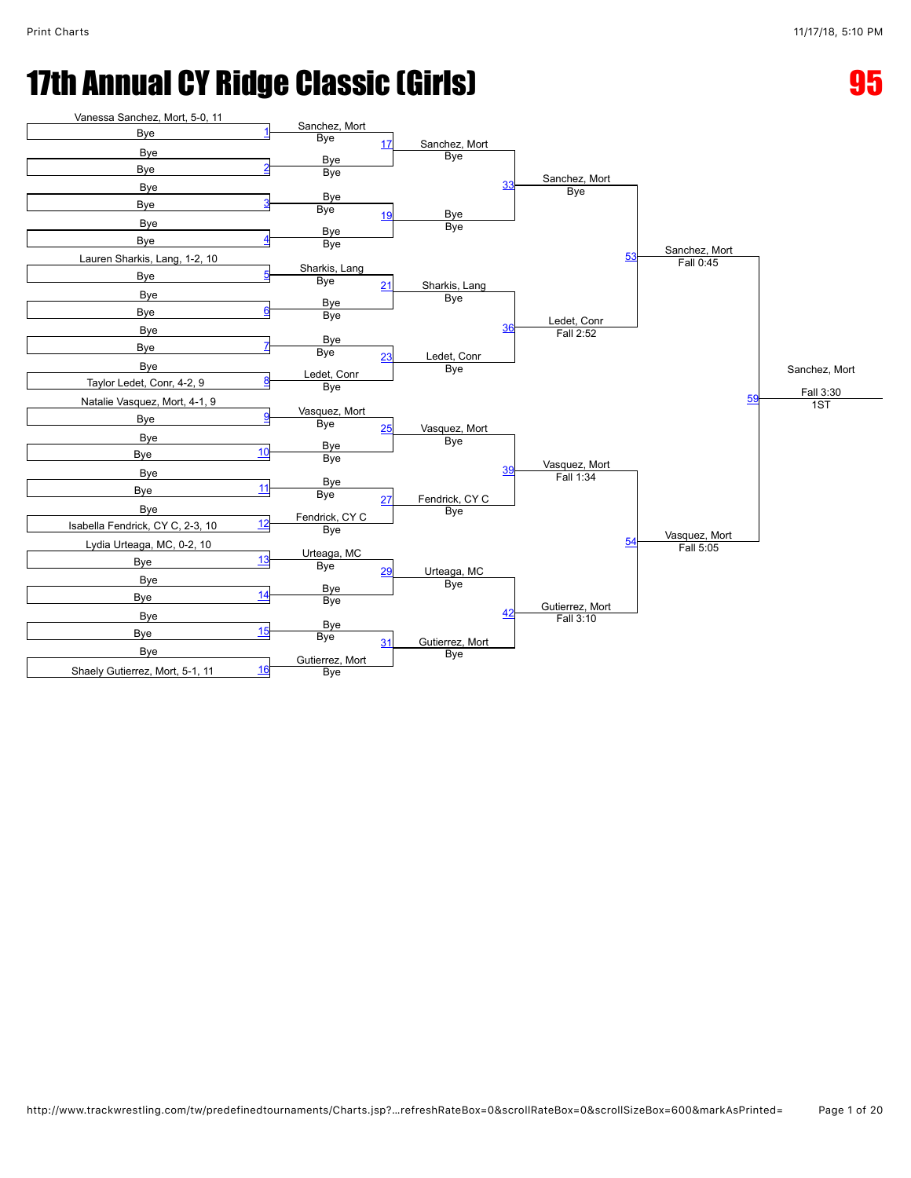# 17th Annual CY Ridge Classic (Girls)

**95**

**First Round**

| Bout | Wrestler | Opponent |
| --- | --- | --- |
| 1 | Vanessa Sanchez, Mort, 5-0, 11 | Bye |
| 2 | Bye | Bye |
| 3 | Bye | Bye |
| 4 | Bye | Bye |
| 5 | Lauren Sharkis, Lang, 1-2, 10 | Bye |
| 6 | Bye | Bye |
| 7 | Bye | Bye |
| 8 | Bye | Taylor Ledet, Conr, 4-2, 9 |
| 9 | Natalie Vasquez, Mort, 4-1, 9 | Bye |
| 10 | Bye | Bye |
| 11 | Bye | Bye |
| 12 | Bye | Isabella Fendrick, CY C, 2-3, 10 |
| 13 | Lydia Urteaga, MC, 0-2, 10 | Bye |
| 14 | Bye | Bye |
| 15 | Bye | Bye |
| 16 | Bye | Shaely Gutierrez, Mort, 5-1, 11 |

**Second Round**

| Bout | Winner | Result |
| --- | --- | --- |
| 1 | Sanchez, Mort | Bye |
| 2 | Bye | Bye |
| 3 | Bye | Bye |
| 4 | Bye | Bye |
| 5 | Sharkis, Lang | Bye |
| 6 | Bye | Bye |
| 7 | Bye | Bye |
| 8 | Ledet, Conr | Bye |
| 9 | Vasquez, Mort | Bye |
| 10 | Bye | Bye |
| 11 | Bye | Bye |
| 12 | Fendrick, CY C | Bye |
| 13 | Urteaga, MC | Bye |
| 14 | Bye | Bye |
| 15 | Bye | Bye |
| 16 | Gutierrez, Mort | Bye |

**Third Round**

| Bout | Winner | Result |
| --- | --- | --- |
| 17 | Sanchez, Mort | Bye |
| 19 | Bye | Bye |
| 21 | Sharkis, Lang | Bye |
| 23 | Ledet, Conr | Bye |
| 25 | Vasquez, Mort | Bye |
| 27 | Fendrick, CY C | Bye |
| 29 | Urteaga, MC | Bye |
| 31 | Gutierrez, Mort | Bye |

**Quarterfinals**

| Bout | Winner | Result |
| --- | --- | --- |
| 33 | Sanchez, Mort | Bye |
| 36 | Ledet, Conr | Fall 2:52 |
| 39 | Vasquez, Mort | Fall 1:34 |
| 42 | Gutierrez, Mort | Fall 3:10 |

**Semifinals**

| Bout | Winner | Result |
| --- | --- | --- |
| 53 | Sanchez, Mort | Fall 0:45 |
| 54 | Vasquez, Mort | Fall 5:05 |

**Final**

| Bout | Winner | Result | Place |
| --- | --- | --- | --- |
| 59 | Sanchez, Mort | Fall 3:30 | 1ST |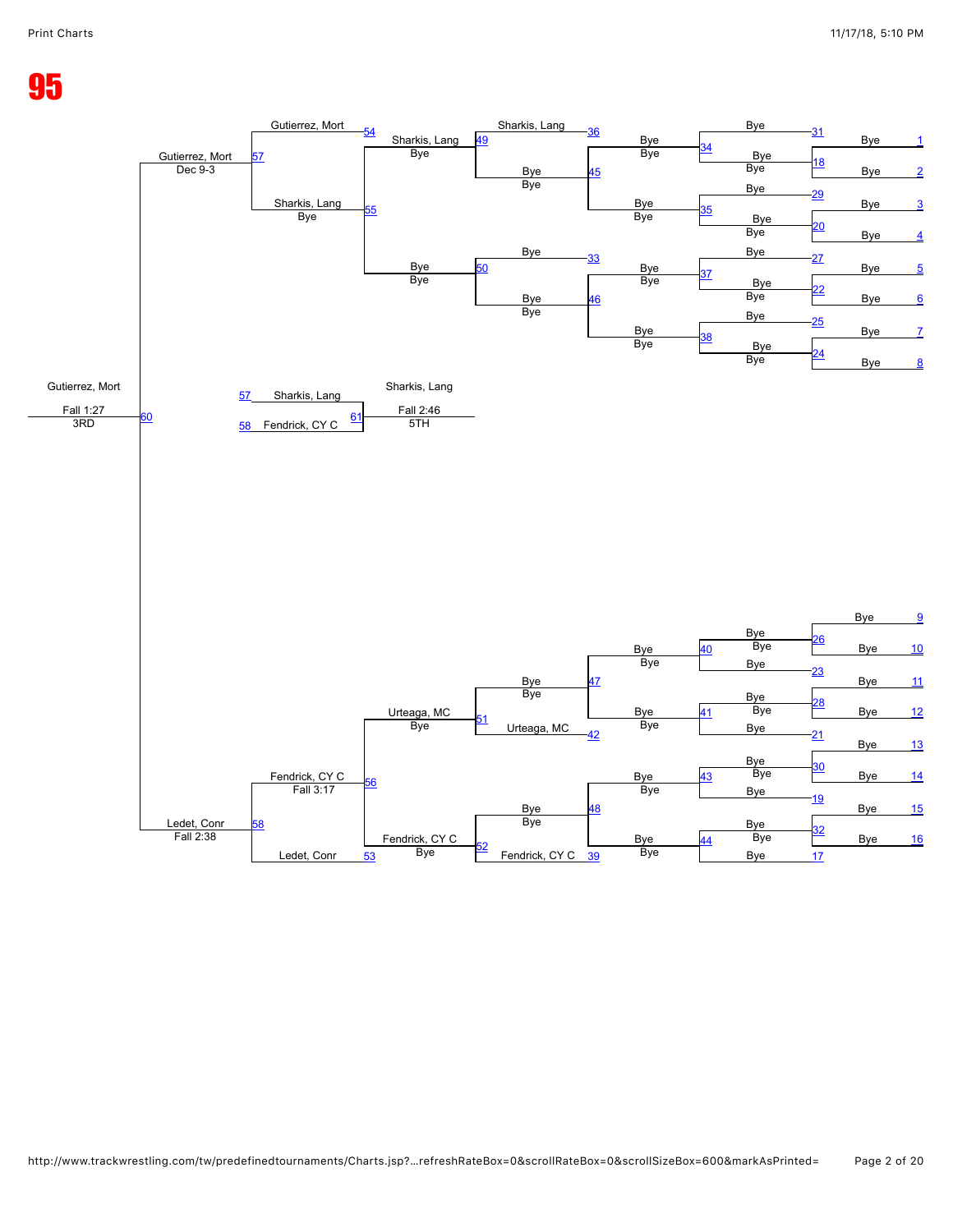# 95

**Championship bracket**

| Match | Wrestler A | Wrestler B | Winner | Result |
|---|---|---|---|---|
| 1–16 | Bye | Bye | | |
| 17–32 | Bye | Bye | Bye | |
| 36 | | | Sharkis, Lang | |
| 33–35, 37, 38, 40, 41, 43, 44 | Bye | Bye | Bye | Bye |
| 42 | | | Urteaga, MC | |
| 39 | | | Fendrick, CY C | |
| 45 | Sharkis, Lang | Bye | Bye | Bye |
| 46 | Bye | Bye | Bye | Bye |
| 47 | Bye | Bye | Bye | Bye |
| 48 | Bye | Fendrick, CY C | Bye | Bye |
| 49 | Sharkis, Lang | Bye | Sharkis, Lang | Bye |
| 50 | Bye | Bye | Bye | Bye |
| 51 | Bye | Urteaga, MC | Urteaga, MC | Bye |
| 52 | Bye | Fendrick, CY C | Fendrick, CY C | Bye |
| 54 | | | Gutierrez, Mort | |
| 55 | Sharkis, Lang | Bye | Sharkis, Lang | Bye |
| 53 | | | Ledet, Conr | |
| 56 | Urteaga, MC | Fendrick, CY C | Fendrick, CY C | Fall 3:17 |
| 57 | Gutierrez, Mort | Sharkis, Lang | Gutierrez, Mort | Dec 9-3 |
| 58 | Fendrick, CY C | Ledet, Conr | Ledet, Conr | Fall 2:38 |
| 60 | Gutierrez, Mort | Ledet, Conr | Gutierrez, Mort | Fall 1:27 — 3RD |
| 61 | Sharkis, Lang (57) | Fendrick, CY C (58) | Sharkis, Lang | Fall 2:46 — 5TH |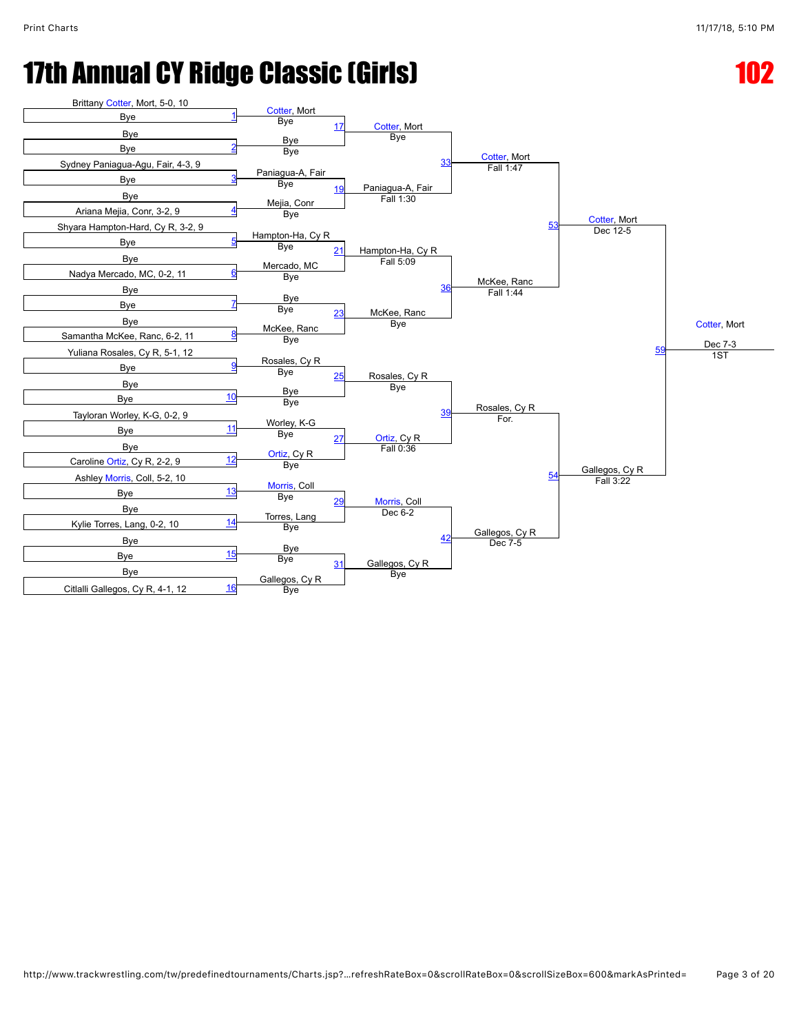# 17th Annual CY Ridge Classic (Girls)

# 102

**First Round (Matches 1–16)**

| Match | Top | Bottom |
|---|---|---|
| 1 | Brittany Cotter, Mort, 5-0, 10 | Bye |
| 2 | Bye | Bye |
| 3 | Sydney Paniagua-Agu, Fair, 4-3, 9 | Bye |
| 4 | Bye | Ariana Mejia, Conr, 3-2, 9 |
| 5 | Shyara Hampton-Hard, Cy R, 3-2, 9 | Bye |
| 6 | Bye | Nadya Mercado, MC, 0-2, 11 |
| 7 | Bye | Bye |
| 8 | Bye | Samantha McKee, Ranc, 6-2, 11 |
| 9 | Yuliana Rosales, Cy R, 5-1, 12 | Bye |
| 10 | Bye | Bye |
| 11 | Tayloran Worley, K-G, 0-2, 9 | Bye |
| 12 | Bye | Caroline Ortiz, Cy R, 2-2, 9 |
| 13 | Ashley Morris, Coll, 5-2, 10 | Bye |
| 14 | Bye | Kylie Torres, Lang, 0-2, 10 |
| 15 | Bye | Bye |
| 16 | Bye | Citlalli Gallegos, Cy R, 4-1, 12 |

**Second Round (Matches 17–31)**

| Match | Top | Bottom | Winner | Result |
|---|---|---|---|---|
| 17 | Cotter, Mort (Bye) | Bye (Bye) | Cotter, Mort | Bye |
| 19 | Paniagua-A, Fair (Bye) | Mejia, Conr (Bye) | Paniagua-A, Fair | Fall 1:30 |
| 21 | Hampton-Ha, Cy R (Bye) | Mercado, MC (Bye) | Hampton-Ha, Cy R | Fall 5:09 |
| 23 | Bye (Bye) | McKee, Ranc (Bye) | McKee, Ranc | Bye |
| 25 | Rosales, Cy R (Bye) | Bye (Bye) | Rosales, Cy R | Bye |
| 27 | Worley, K-G (Bye) | Ortiz, Cy R (Bye) | Ortiz, Cy R | Fall 0:36 |
| 29 | Morris, Coll (Bye) | Torres, Lang (Bye) | Morris, Coll | Dec 6-2 |
| 31 | Bye (Bye) | Gallegos, Cy R (Bye) | Gallegos, Cy R | Bye |

**Quarterfinals**

| Match | Winner | Result |
|---|---|---|
| 33 | Cotter, Mort | Fall 1:47 |
| 36 | McKee, Ranc | Fall 1:44 |
| 39 | Rosales, Cy R | For. |
| 42 | Gallegos, Cy R | Dec 7-5 |

**Semifinals**

| Match | Winner | Result |
|---|---|---|
| 53 | Cotter, Mort | Dec 12-5 |
| 54 | Gallegos, Cy R | Fall 3:22 |

**Final**

| Match | Winner | Result | Place |
|---|---|---|---|
| 59 | Cotter, Mort | Dec 7-3 | 1ST |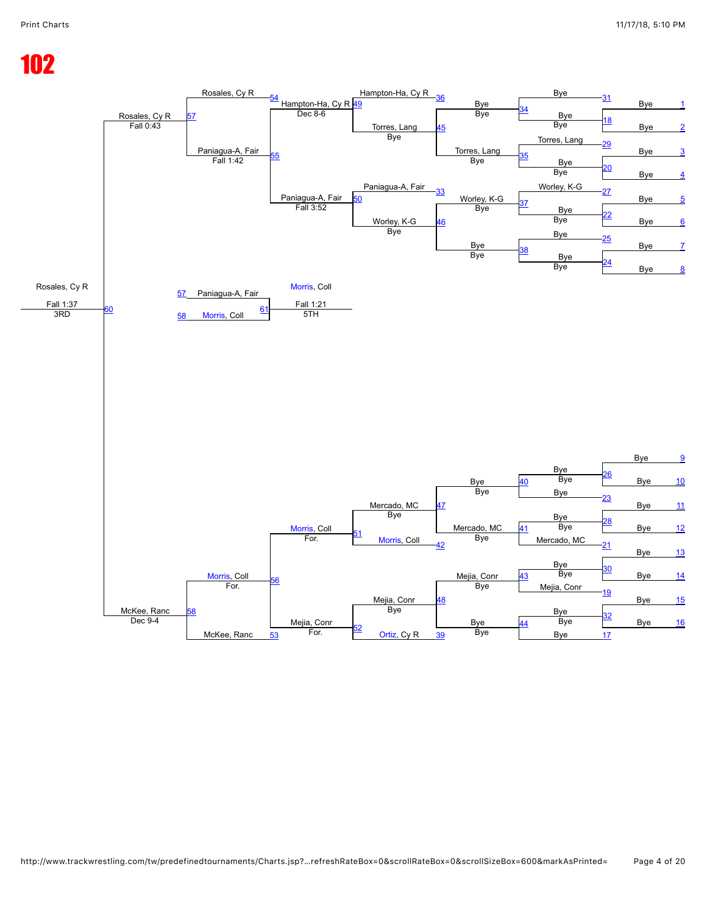# 102

| Match | Wrestler | Result |
| --- | --- | --- |
| 1 | Bye | |
| 2 | Bye | |
| 3 | Bye | |
| 4 | Bye | |
| 5 | Bye | |
| 6 | Bye | |
| 7 | Bye | |
| 8 | Bye | |
| 9 | Bye | |
| 10 | Bye | |
| 11 | Bye | |
| 12 | Bye | |
| 13 | Bye | |
| 14 | Bye | |
| 15 | Bye | |
| 16 | Bye | |
| 31 | Bye | |
| 18 | Bye | Bye |
| 29 | Torres, Lang | |
| 20 | Bye | Bye |
| 27 | Worley, K-G | |
| 22 | Bye | Bye |
| 25 | Bye | |
| 24 | Bye | Bye |
| 26 | Bye | Bye |
| 23 | Bye | |
| 28 | Bye | Bye |
| 21 | Mercado, MC | |
| 30 | Bye | Bye |
| 19 | Mejia, Conr | |
| 32 | Bye | Bye |
| 17 | Bye | |
| 34 | Bye | Bye |
| 35 | Torres, Lang | Bye |
| 37 | Worley, K-G | Bye |
| 38 | Bye | Bye |
| 40 | Bye | Bye |
| 41 | Mercado, MC | Bye |
| 43 | Mejia, Conr | Bye |
| 44 | Bye | Bye |
| 36 | Hampton-Ha, Cy R | |
| 45 | Torres, Lang | Bye |
| 33 | Paniagua-A, Fair | |
| 46 | Worley, K-G | Bye |
| 47 | Mercado, MC | Bye |
| 42 | Morris, Coll | |
| 48 | Mejia, Conr | Bye |
| 39 | Ortiz, Cy R | |
| 54 | Rosales, Cy R | |
| 49 | Hampton-Ha, Cy R | Dec 8-6 |
| 55 | Paniagua-A, Fair | Fall 1:42 |
| 50 | Paniagua-A, Fair | Fall 3:52 |
| 51 | Morris, Coll | For. |
| 52 | Mejia, Conr | For. |
| 53 | McKee, Ranc | |
| 56 | Morris, Coll | For. |
| 57 | Rosales, Cy R | Fall 0:43 |
| 58 | McKee, Ranc | Dec 9-4 |
| 61 | Morris, Coll (Paniagua-A, Fair vs. Morris, Coll) | Fall 1:21 — 5TH |
| 60 | Rosales, Cy R | Fall 1:37 — 3RD |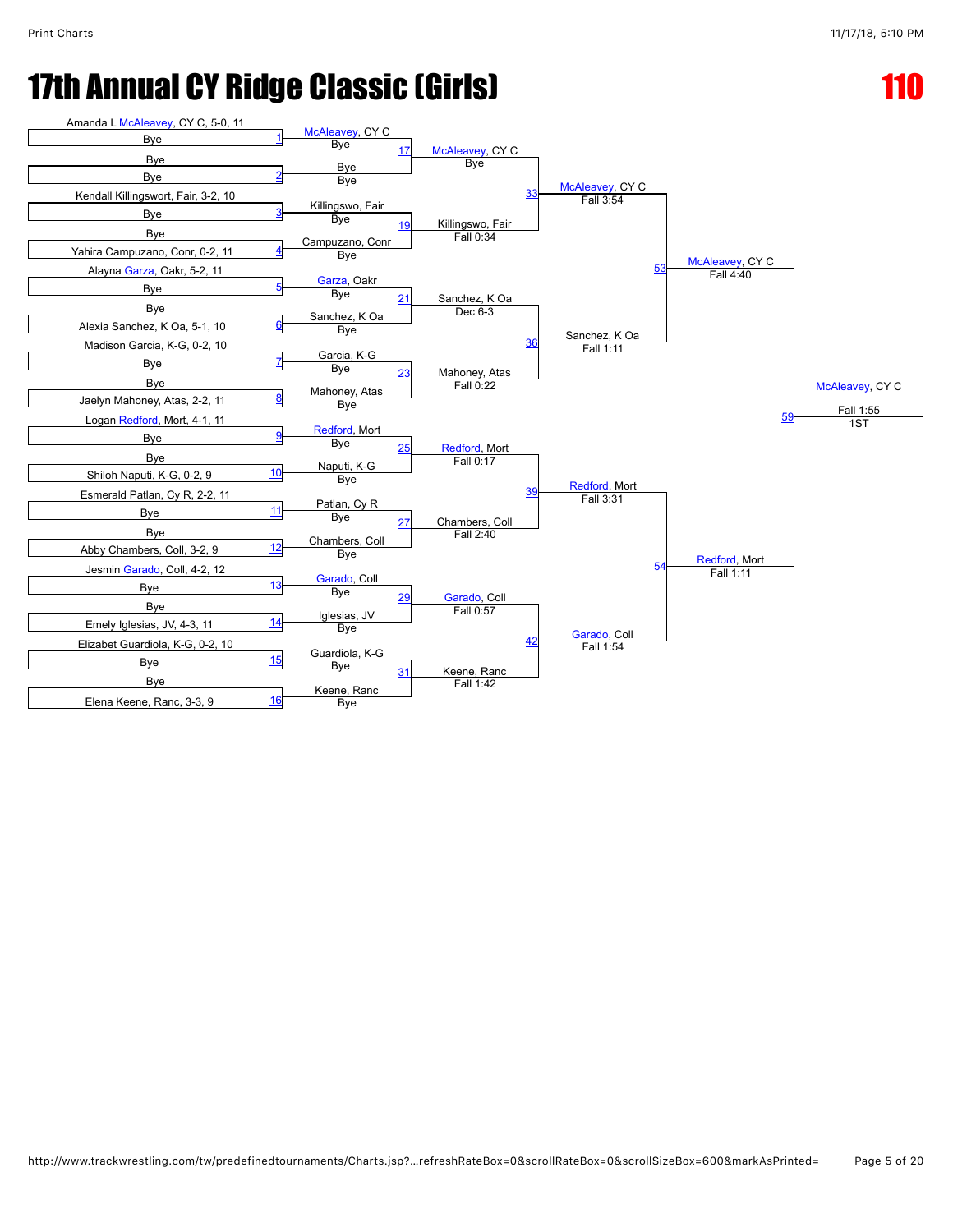# 17th Annual CY Ridge Classic (Girls)

## 110

### First Round

| Bout | Wrestler 1 | Wrestler 2 |
|---|---|---|
| 1 | Amanda L McAleavey, CY C, 5-0, 11 | Bye |
| 2 | Bye | Bye |
| 3 | Kendall Killingswort, Fair, 3-2, 10 | Bye |
| 4 | Bye | Yahira Campuzano, Conr, 0-2, 11 |
| 5 | Alayna Garza, Oakr, 5-2, 11 | Bye |
| 6 | Bye | Alexia Sanchez, K Oa, 5-1, 10 |
| 7 | Madison Garcia, K-G, 0-2, 10 | Bye |
| 8 | Bye | Jaelyn Mahoney, Atas, 2-2, 11 |
| 9 | Logan Redford, Mort, 4-1, 11 | Bye |
| 10 | Bye | Shiloh Naputi, K-G, 0-2, 9 |
| 11 | Esmerald Patlan, Cy R, 2-2, 11 | Bye |
| 12 | Bye | Abby Chambers, Coll, 3-2, 9 |
| 13 | Jesmin Garado, Coll, 4-2, 12 | Bye |
| 14 | Bye | Emely Iglesias, JV, 4-3, 11 |
| 15 | Elizabet Guardiola, K-G, 0-2, 10 | Bye |
| 16 | Bye | Elena Keene, Ranc, 3-3, 9 |

### Second Round

| Bout | Wrestler 1 | Wrestler 2 | Winner | Result |
|---|---|---|---|---|
| 17 | McAleavey, CY C (Bye) | Bye (Bye) | McAleavey, CY C | Bye |
| 19 | Killingswo, Fair (Bye) | Campuzano, Conr (Bye) | Killingswo, Fair | Fall 0:34 |
| 21 | Garza, Oakr (Bye) | Sanchez, K Oa (Bye) | Sanchez, K Oa | Dec 6-3 |
| 23 | Garcia, K-G (Bye) | Mahoney, Atas (Bye) | Mahoney, Atas | Fall 0:22 |
| 25 | Redford, Mort (Bye) | Naputi, K-G (Bye) | Redford, Mort | Fall 0:17 |
| 27 | Patlan, Cy R (Bye) | Chambers, Coll (Bye) | Chambers, Coll | Fall 2:40 |
| 29 | Garado, Coll (Bye) | Iglesias, JV (Bye) | Garado, Coll | Fall 0:57 |
| 31 | Guardiola, K-G (Bye) | Keene, Ranc (Bye) | Keene, Ranc | Fall 1:42 |

### Quarterfinals

| Bout | Winner | Result |
|---|---|---|
| 33 | McAleavey, CY C | Fall 3:54 |
| 36 | Sanchez, K Oa | Fall 1:11 |
| 39 | Redford, Mort | Fall 3:31 |
| 42 | Garado, Coll | Fall 1:54 |

### Semifinals

| Bout | Winner | Result |
|---|---|---|
| 53 | McAleavey, CY C | Fall 4:40 |
| 54 | Redford, Mort | Fall 1:11 |

### Final

| Bout | Winner | Result | Place |
|---|---|---|---|
| 59 | McAleavey, CY C | Fall 1:55 | 1ST |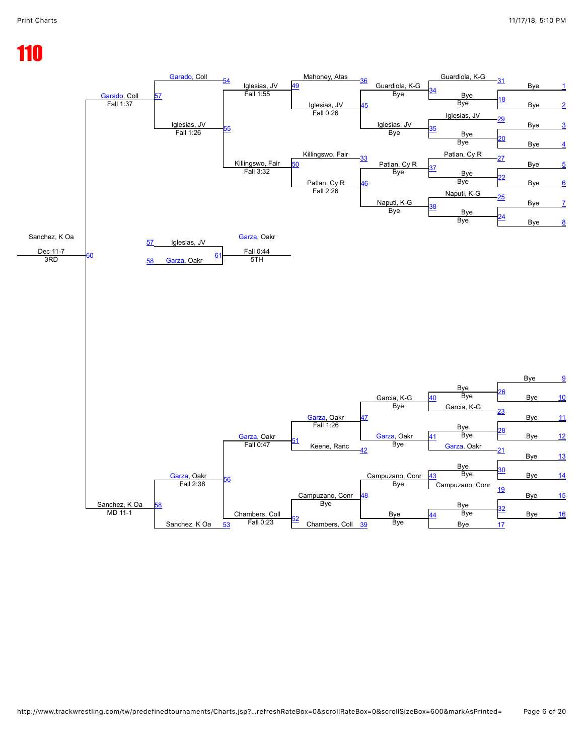# 110

**Championship Bracket – Top Half**

| Bout | Wrestler | Result |
|---|---|---|
| 1 | Bye | |
| 2 | Bye | |
| 3 | Bye | |
| 4 | Bye | |
| 5 | Bye | |
| 6 | Bye | |
| 7 | Bye | |
| 8 | Bye | |
| 31 | Guardiola, K-G | |
| 18 | Bye | Bye |
| 29 | Iglesias, JV | |
| 20 | Bye | Bye |
| 27 | Patlan, Cy R | |
| 22 | Bye | Bye |
| 25 | Naputi, K-G | |
| 24 | Bye | Bye |
| 34 | Guardiola, K-G | Bye |
| 35 | Iglesias, JV | Bye |
| 37 | Patlan, Cy R | Bye |
| 38 | Naputi, K-G | Bye |
| 36 | Mahoney, Atas | |
| 45 | Iglesias, JV | Fall 0:26 |
| 33 | Killingswo, Fair | |
| 46 | Patlan, Cy R | Fall 2:26 |
| 49 | Iglesias, JV | Fall 1:55 |
| 50 | Killingswo, Fair | Fall 3:32 |
| 54 | Garado, Coll | |
| 55 | Iglesias, JV | Fall 1:26 |
| 57 | Garado, Coll | Fall 1:37 |

**Championship Bracket – Bottom Half**

| Bout | Wrestler | Result |
|---|---|---|
| 9 | Bye | |
| 10 | Bye | |
| 11 | Bye | |
| 12 | Bye | |
| 13 | Bye | |
| 14 | Bye | |
| 15 | Bye | |
| 16 | Bye | |
| 26 | Bye | Bye |
| 23 | Garcia, K-G | |
| 28 | Bye | Bye |
| 21 | Garza, Oakr | |
| 30 | Bye | Bye |
| 19 | Campuzano, Conr | |
| 32 | Bye | Bye |
| 17 | Bye | |
| 40 | Garcia, K-G | Bye |
| 41 | Garza, Oakr | Bye |
| 43 | Campuzano, Conr | Bye |
| 44 | Bye | Bye |
| 47 | Garza, Oakr | Fall 1:26 |
| 42 | Keene, Ranc | |
| 48 | Campuzano, Conr | Bye |
| 39 | Chambers, Coll | |
| 51 | Garza, Oakr | Fall 0:47 |
| 52 | Chambers, Coll | Fall 0:23 |
| 56 | Garza, Oakr | Fall 2:38 |
| 53 | Sanchez, K Oa | |
| 58 | Sanchez, K Oa | MD 11-1 |

**Final**

| Bout | Wrestler | Result |
|---|---|---|
| 60 | Sanchez, K Oa | Dec 11-7 |

3RD

**5th Place**

| Bout | Wrestler |
|---|---|
| 57 | Iglesias, JV |
| 58 | Garza, Oakr |
| 61 | Garza, Oakr — Fall 0:44 |

5TH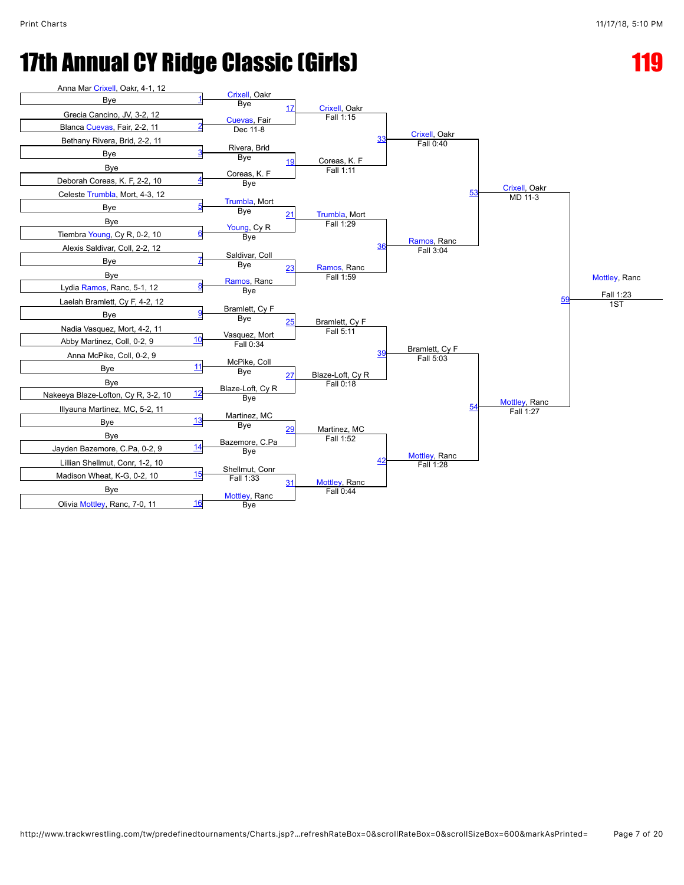# 17th Annual CY Ridge Classic (Girls)

# 119

## First Round

| Bout | Wrestler 1 | Wrestler 2 | Winner | Result |
|---|---|---|---|---|
| 1 | Anna Mar Crixell, Oakr, 4-1, 12 | Bye | Crixell, Oakr | Bye |
| 2 | Grecia Cancino, JV, 3-2, 12 | Blanca Cuevas, Fair, 2-2, 11 | Cuevas, Fair | Dec 11-8 |
| 3 | Bethany Rivera, Brid, 2-2, 11 | Bye | Rivera, Brid | Bye |
| 4 | Bye | Deborah Coreas, K. F, 2-2, 10 | Coreas, K. F | Bye |
| 5 | Celeste Trumbla, Mort, 4-3, 12 | Bye | Trumbla, Mort | Bye |
| 6 | Bye | Tiembra Young, Cy R, 0-2, 10 | Young, Cy R | Bye |
| 7 | Alexis Saldivar, Coll, 2-2, 12 | Bye | Saldivar, Coll | Bye |
| 8 | Bye | Lydia Ramos, Ranc, 5-1, 12 | Ramos, Ranc | Bye |
| 9 | Laelah Bramlett, Cy F, 4-2, 12 | Bye | Bramlett, Cy F | Bye |
| 10 | Nadia Vasquez, Mort, 4-2, 11 | Abby Martinez, Coll, 0-2, 9 | Vasquez, Mort | Fall 0:34 |
| 11 | Anna McPike, Coll, 0-2, 9 | Bye | McPike, Coll | Bye |
| 12 | Bye | Nakeeya Blaze-Lofton, Cy R, 3-2, 10 | Blaze-Loft, Cy R | Bye |
| 13 | Illyauna Martinez, MC, 5-2, 11 | Bye | Martinez, MC | Bye |
| 14 | Bye | Jayden Bazemore, C.Pa, 0-2, 9 | Bazemore, C.Pa | Bye |
| 15 | Lillian Shellmut, Conr, 1-2, 10 | Madison Wheat, K-G, 0-2, 10 | Shellmut, Conr | Fall 1:33 |
| 16 | Bye | Olivia Mottley, Ranc, 7-0, 11 | Mottley, Ranc | Bye |

## Second Round

| Bout | Winner | Result |
|---|---|---|
| 17 | Crixell, Oakr | Fall 1:15 |
| 19 | Coreas, K. F | Fall 1:11 |
| 21 | Trumbla, Mort | Fall 1:29 |
| 23 | Ramos, Ranc | Fall 1:59 |
| 25 | Bramlett, Cy F | Fall 5:11 |
| 27 | Blaze-Loft, Cy R | Fall 0:18 |
| 29 | Martinez, MC | Fall 1:52 |
| 31 | Mottley, Ranc | Fall 0:44 |

## Quarterfinals

| Bout | Winner | Result |
|---|---|---|
| 33 | Crixell, Oakr | Fall 0:40 |
| 36 | Ramos, Ranc | Fall 3:04 |
| 39 | Bramlett, Cy F | Fall 5:03 |
| 42 | Mottley, Ranc | Fall 1:28 |

## Semifinals

| Bout | Winner | Result |
|---|---|---|
| 53 | Crixell, Oakr | MD 11-3 |
| 54 | Mottley, Ranc | Fall 1:27 |

## Final

| Bout | Winner | Result | Place |
|---|---|---|---|
| 59 | Mottley, Ranc | Fall 1:23 | 1ST |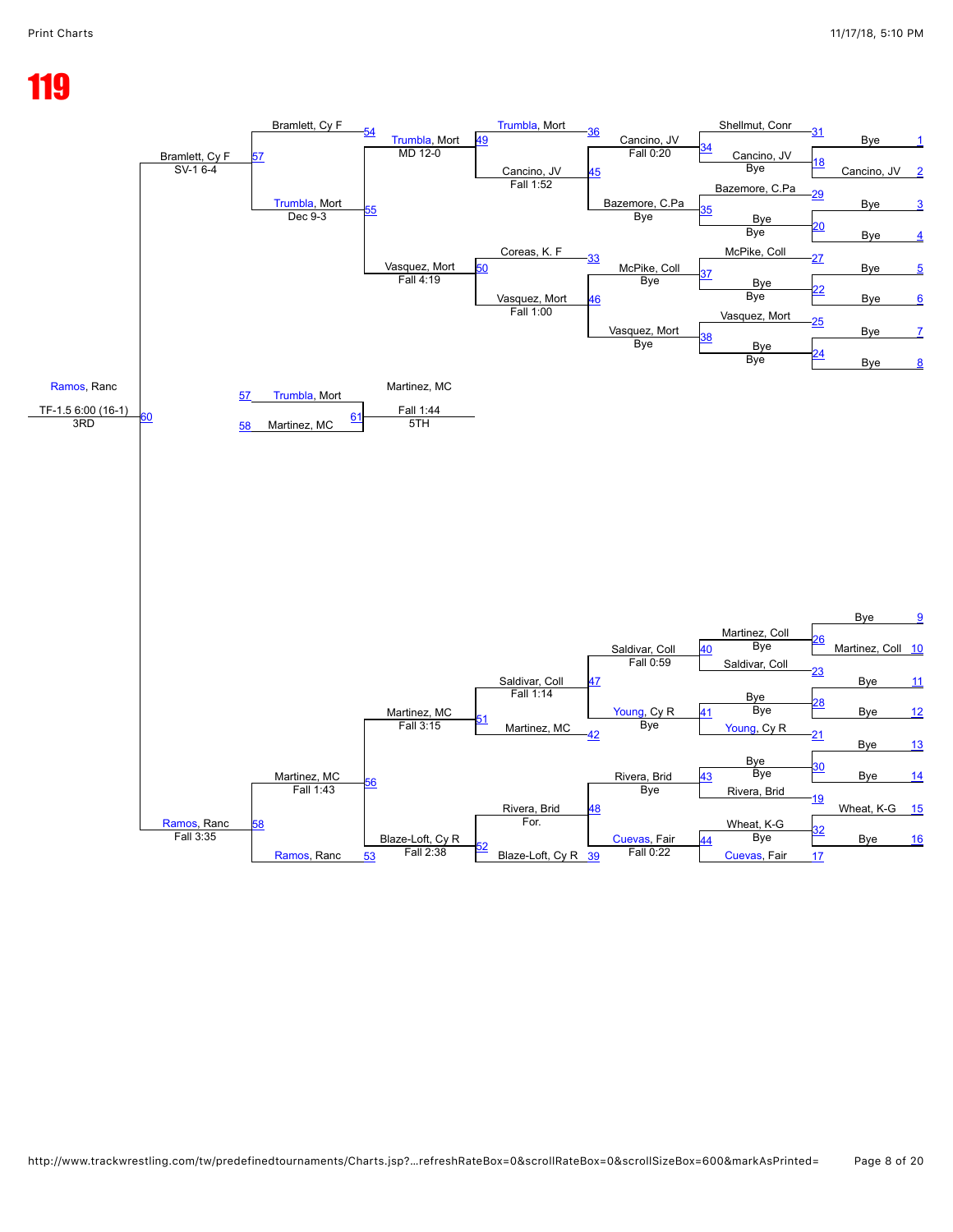# 119

**Consolation bracket (top half)**

| Bout | Wrestler A | Wrestler B | Winner | Result |
| --- | --- | --- | --- | --- |
| 1 | Bye | | | |
| 2 | Cancino, JV | | | |
| 3 | Bye | | | |
| 4 | Bye | | | |
| 5 | Bye | | | |
| 6 | Bye | | | |
| 7 | Bye | | | |
| 8 | Bye | | | |
| 18 | Bye | Cancino, JV | Cancino, JV | Bye |
| 20 | Bye | Bye | Bye | Bye |
| 22 | Bye | Bye | Bye | Bye |
| 24 | Bye | Bye | Bye | Bye |
| 31 | Shellmut, Conr | | | |
| 29 | Bazemore, C.Pa | | | |
| 27 | McPike, Coll | | | |
| 25 | Vasquez, Mort | | | |
| 34 | Shellmut, Conr | Cancino, JV | Cancino, JV | Fall 0:20 |
| 35 | Bazemore, C.Pa | Bye | Bazemore, C.Pa | Bye |
| 37 | McPike, Coll | Bye | McPike, Coll | Bye |
| 38 | Vasquez, Mort | Bye | Vasquez, Mort | Bye |
| 36 | Trumbla, Mort | | | |
| 33 | Coreas, K. F | | | |
| 45 | Cancino, JV | Bazemore, C.Pa | Cancino, JV | Fall 1:52 |
| 46 | McPike, Coll | Vasquez, Mort | Vasquez, Mort | Fall 1:00 |
| 49 | Trumbla, Mort | Cancino, JV | Trumbla, Mort | MD 12-0 |
| 50 | Coreas, K. F | Vasquez, Mort | Vasquez, Mort | Fall 4:19 |
| 54 | Bramlett, Cy F | | | |
| 55 | Trumbla, Mort | Vasquez, Mort | Trumbla, Mort | Dec 9-3 |
| 57 | Bramlett, Cy F | Trumbla, Mort | Bramlett, Cy F | SV-1 6-4 |

**Consolation bracket (bottom half)**

| Bout | Wrestler A | Wrestler B | Winner | Result |
| --- | --- | --- | --- | --- |
| 9 | Bye | | | |
| 10 | Martinez, Coll | | | |
| 11 | Bye | | | |
| 12 | Bye | | | |
| 13 | Bye | | | |
| 14 | Bye | | | |
| 15 | Wheat, K-G | | | |
| 16 | Bye | | | |
| 26 | Bye | Martinez, Coll | Martinez, Coll | Bye |
| 28 | Bye | Bye | Bye | Bye |
| 30 | Bye | Bye | Bye | Bye |
| 32 | Wheat, K-G | Bye | Wheat, K-G | Bye |
| 23 | Saldivar, Coll | | | |
| 21 | Young, Cy R | | | |
| 19 | Rivera, Brid | | | |
| 17 | Cuevas, Fair | | | |
| 40 | Martinez, Coll | Saldivar, Coll | Saldivar, Coll | Fall 0:59 |
| 41 | Bye | Young, Cy R | Young, Cy R | Bye |
| 43 | Bye | Rivera, Brid | Rivera, Brid | Bye |
| 44 | Wheat, K-G | Cuevas, Fair | Cuevas, Fair | Fall 0:22 |
| 42 | Martinez, MC | | | |
| 39 | Blaze-Loft, Cy R | | | |
| 47 | Saldivar, Coll | Young, Cy R | Saldivar, Coll | Fall 1:14 |
| 48 | Rivera, Brid | Cuevas, Fair | Rivera, Brid | For. |
| 51 | Saldivar, Coll | Martinez, MC | Martinez, MC | Fall 3:15 |
| 52 | Rivera, Brid | Blaze-Loft, Cy R | Blaze-Loft, Cy R | Fall 2:38 |
| 53 | Ramos, Ranc | | | |
| 56 | Martinez, MC | Blaze-Loft, Cy R | Martinez, MC | Fall 1:43 |
| 58 | Martinez, MC | Ramos, Ranc | Ramos, Ranc | Fall 3:35 |

**Placement matches**

| Bout | Wrestler A | Wrestler B | Winner | Result | Place |
| --- | --- | --- | --- | --- | --- |
| 60 | Bramlett, Cy F | Ramos, Ranc | Ramos, Ranc | TF-1.5 6:00 (16-1) | 3RD |
| 61 | Trumbla, Mort (57) | Martinez, MC (58) | Martinez, MC | Fall 1:44 | 5TH |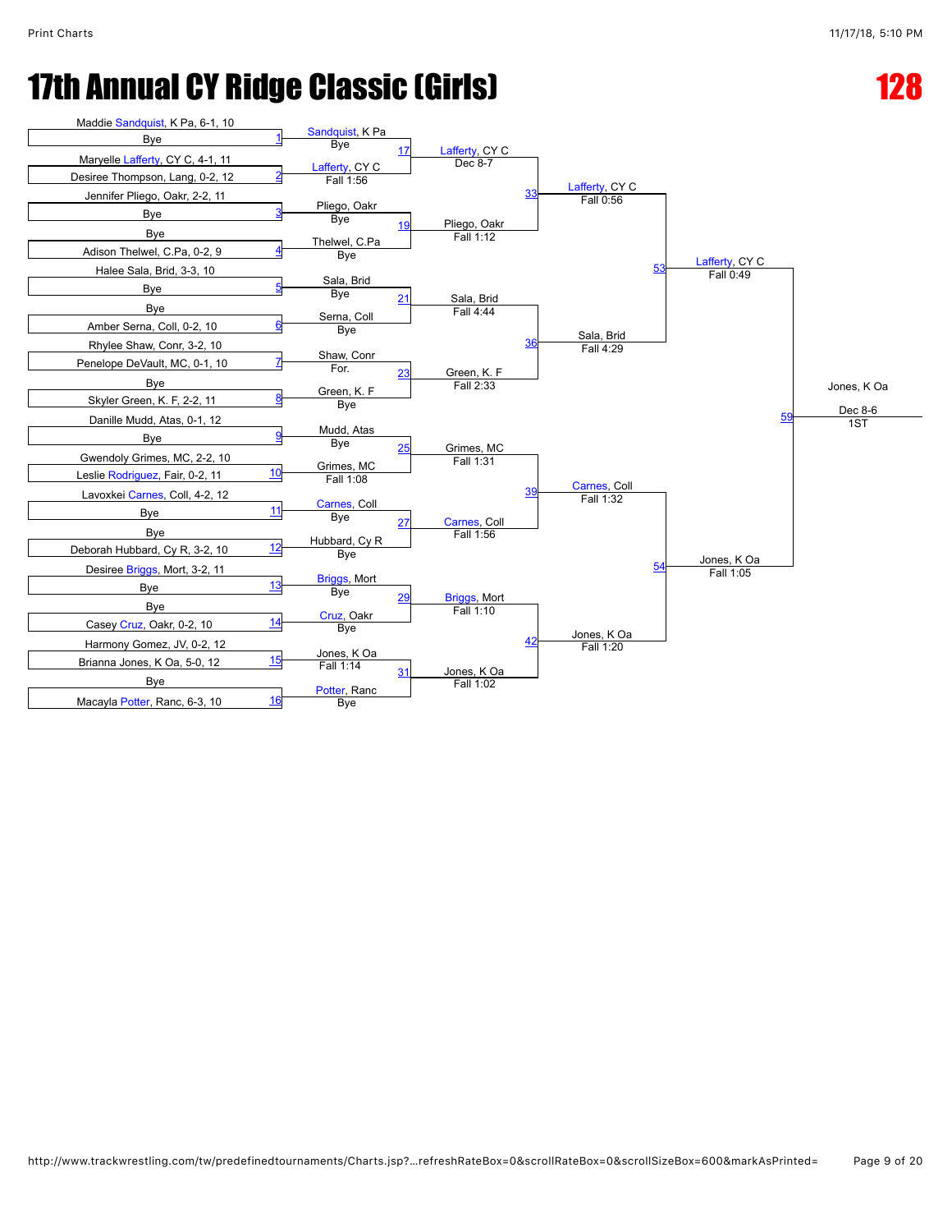# 17th Annual CY Ridge Classic (Girls)

## 128

### First Round

| Bout | Wrestler 1 | Wrestler 2 |
|---|---|---|
| 1 | Maddie Sandquist, K Pa, 6-1, 10 | Bye |
| 2 | Maryelle Lafferty, CY C, 4-1, 11 | Desiree Thompson, Lang, 0-2, 12 |
| 3 | Jennifer Pliego, Oakr, 2-2, 11 | Bye |
| 4 | Bye | Adison Thelwel, C.Pa, 0-2, 9 |
| 5 | Halee Sala, Brid, 3-3, 10 | Bye |
| 6 | Bye | Amber Serna, Coll, 0-2, 10 |
| 7 | Rhylee Shaw, Conr, 3-2, 10 | Penelope DeVault, MC, 0-1, 10 |
| 8 | Bye | Skyler Green, K. F, 2-2, 11 |
| 9 | Danille Mudd, Atas, 0-1, 12 | Bye |
| 10 | Gwendoly Grimes, MC, 2-2, 10 | Leslie Rodriguez, Fair, 0-2, 11 |
| 11 | Lavoxkei Carnes, Coll, 4-2, 12 | Bye |
| 12 | Bye | Deborah Hubbard, Cy R, 3-2, 10 |
| 13 | Desiree Briggs, Mort, 3-2, 11 | Bye |
| 14 | Bye | Casey Cruz, Oakr, 0-2, 10 |
| 15 | Harmony Gomez, JV, 0-2, 12 | Brianna Jones, K Oa, 5-0, 12 |
| 16 | Bye | Macayla Potter, Ranc, 6-3, 10 |

### Round 1 Results

| Bout | Winner | Result |
|---|---|---|
| 1 | Sandquist, K Pa | Bye |
| 2 | Lafferty, CY C | Fall 1:56 |
| 3 | Pliego, Oakr | Bye |
| 4 | Thelwel, C.Pa | Bye |
| 5 | Sala, Brid | Bye |
| 6 | Serna, Coll | Bye |
| 7 | Shaw, Conr | For. |
| 8 | Green, K. F | Bye |
| 9 | Mudd, Atas | Bye |
| 10 | Grimes, MC | Fall 1:08 |
| 11 | Carnes, Coll | Bye |
| 12 | Hubbard, Cy R | Bye |
| 13 | Briggs, Mort | Bye |
| 14 | Cruz, Oakr | Bye |
| 15 | Jones, K Oa | Fall 1:14 |
| 16 | Potter, Ranc | Bye |

### Round 2 Results

| Bout | Winner | Result |
|---|---|---|
| 17 | Lafferty, CY C | Dec 8-7 |
| 19 | Pliego, Oakr | Fall 1:12 |
| 21 | Sala, Brid | Fall 4:44 |
| 23 | Green, K. F | Fall 2:33 |
| 25 | Grimes, MC | Fall 1:31 |
| 27 | Carnes, Coll | Fall 1:56 |
| 29 | Briggs, Mort | Fall 1:10 |
| 31 | Jones, K Oa | Fall 1:02 |

### Quarterfinals

| Bout | Winner | Result |
|---|---|---|
| 33 | Lafferty, CY C | Fall 0:56 |
| 36 | Sala, Brid | Fall 4:29 |
| 39 | Carnes, Coll | Fall 1:32 |
| 42 | Jones, K Oa | Fall 1:20 |

### Semifinals

| Bout | Winner | Result |
|---|---|---|
| 53 | Lafferty, CY C | Fall 0:49 |
| 54 | Jones, K Oa | Fall 1:05 |

### Final

| Bout | Winner | Result | Place |
|---|---|---|---|
| 59 | Jones, K Oa | Dec 8-6 | 1ST |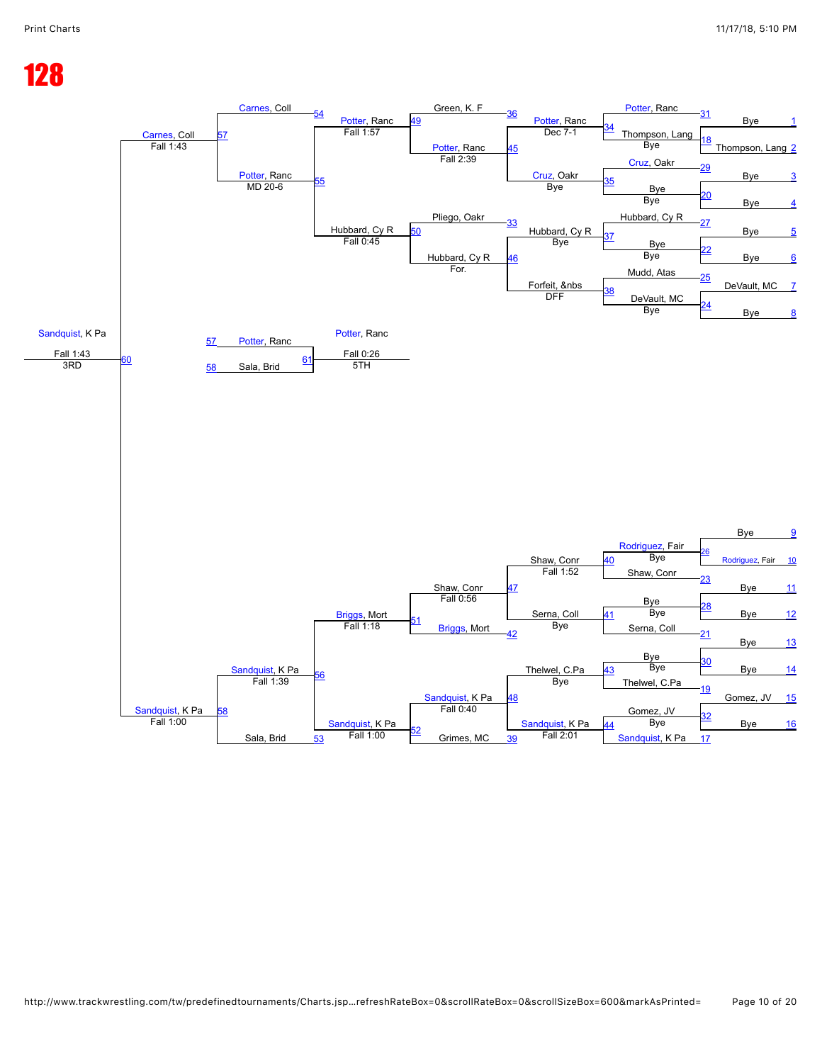# 128

**Championship Bracket (Top Half)**

| Match | Wrestler 1 | Wrestler 2 | Winner | Result |
|---|---|---|---|---|
| 1 | Bye | | | |
| 2 | Thompson, Lang | | | |
| 3 | Bye | | | |
| 4 | Bye | | | |
| 5 | Bye | | | |
| 6 | Bye | | | |
| 7 | DeVault, MC | | | |
| 8 | Bye | | | |
| 31 | Potter, Ranc | | | |
| 18 | | | Thompson, Lang | Bye |
| 29 | Cruz, Oakr | | | |
| 20 | | | Bye | Bye |
| 27 | Hubbard, Cy R | | | |
| 22 | | | Bye | Bye |
| 25 | Mudd, Atas | | | |
| 24 | | | DeVault, MC | Bye |
| 34 | | | Potter, Ranc | Dec 7-1 |
| 35 | | | Cruz, Oakr | Bye |
| 37 | | | Hubbard, Cy R | Bye |
| 38 | | | Forfeit, &nbs | DFF |
| 36 | Green, K. F | | | |
| 45 | | | Potter, Ranc | Fall 2:39 |
| 33 | Pliego, Oakr | | | |
| 46 | | | Hubbard, Cy R | For. |
| 49 | | | Potter, Ranc | Fall 1:57 |
| 50 | | | Hubbard, Cy R | Fall 0:45 |
| 54 | Carnes, Coll | | | |
| 55 | | | Potter, Ranc | MD 20-6 |
| 57 | | | Carnes, Coll | Fall 1:43 |

**Championship Bracket (Bottom Half)**

| Match | Wrestler 1 | Wrestler 2 | Winner | Result |
|---|---|---|---|---|
| 9 | Bye | | | |
| 10 | Rodriguez, Fair | | | |
| 11 | Bye | | | |
| 12 | Bye | | | |
| 13 | Bye | | | |
| 14 | Bye | | | |
| 15 | Gomez, JV | | | |
| 16 | Bye | | | |
| 26 | | | Rodriguez, Fair | Bye |
| 23 | Shaw, Conr | | | |
| 28 | | | Bye | Bye |
| 21 | Serna, Coll | | | |
| 30 | | | Bye | Bye |
| 19 | Thelwel, C.Pa | | | |
| 32 | | | Gomez, JV | Bye |
| 17 | Sandquist, K Pa | | | |
| 40 | | | Shaw, Conr | Fall 1:52 |
| 41 | | | Serna, Coll | Bye |
| 43 | | | Thelwel, C.Pa | Bye |
| 44 | | | Sandquist, K Pa | Fall 2:01 |
| 47 | | | Shaw, Conr | Fall 0:56 |
| 42 | Briggs, Mort | | | |
| 48 | | | Sandquist, K Pa | Fall 0:40 |
| 39 | Grimes, MC | | | |
| 51 | | | Briggs, Mort | Fall 1:18 |
| 52 | | | Sandquist, K Pa | Fall 1:00 |
| 56 | | | Sandquist, K Pa | Fall 1:39 |
| 53 | Sala, Brid | | | |
| 58 | | | Sandquist, K Pa | Fall 1:00 |

**Final**

| Match | Winner | Result |
|---|---|---|
| 60 | Sandquist, K Pa | Fall 1:43 |
| | 3RD | |

**5th Place**

| Match | Wrestler 1 | Wrestler 2 | Winner | Result |
|---|---|---|---|---|
| 61 | Potter, Ranc (57) | Sala, Brid (58) | Potter, Ranc | Fall 0:26 |
| | | | 5TH | |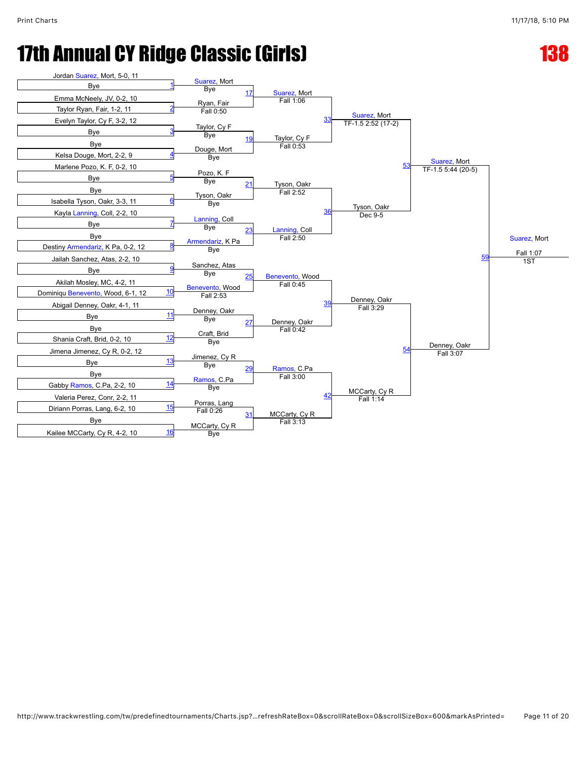# 17th Annual CY Ridge Classic (Girls)

## 138

### First Round

| Bout | Wrestler 1 | Wrestler 2 | Winner | Result |
|---|---|---|---|---|
| 1 | Jordan Suarez, Mort, 5-0, 11 | Bye | Suarez, Mort | Bye |
| 2 | Emma McNeely, JV, 0-2, 10 | Taylor Ryan, Fair, 1-2, 11 | Ryan, Fair | Fall 0:50 |
| 3 | Evelyn Taylor, Cy F, 3-2, 12 | Bye | Taylor, Cy F | Bye |
| 4 | Bye | Kelsa Douge, Mort, 2-2, 9 | Douge, Mort | Bye |
| 5 | Marlene Pozo, K. F, 0-2, 10 | Bye | Pozo, K. F | Bye |
| 6 | Bye | Isabella Tyson, Oakr, 3-3, 11 | Tyson, Oakr | Bye |
| 7 | Kayla Lanning, Coll, 2-2, 10 | Bye | Lanning, Coll | Bye |
| 8 | Bye | Destiny Armendariz, K Pa, 0-2, 12 | Armendariz, K Pa | Bye |
| 9 | Jailah Sanchez, Atas, 2-2, 10 | Bye | Sanchez, Atas | Bye |
| 10 | Akilah Mosley, MC, 4-2, 11 | Dominiqu Benevento, Wood, 6-1, 12 | Benevento, Wood | Fall 2:53 |
| 11 | Abigail Denney, Oakr, 4-1, 11 | Bye | Denney, Oakr | Bye |
| 12 | Bye | Shania Craft, Brid, 0-2, 10 | Craft, Brid | Bye |
| 13 | Jimena Jimenez, Cy R, 0-2, 12 | Bye | Jimenez, Cy R | Bye |
| 14 | Bye | Gabby Ramos, C.Pa, 2-2, 10 | Ramos, C.Pa | Bye |
| 15 | Valeria Perez, Conr, 2-2, 11 | Diriann Porras, Lang, 6-2, 10 | Porras, Lang | Fall 0:26 |
| 16 | Bye | Kailee MCCarty, Cy R, 4-2, 10 | MCCarty, Cy R | Bye |

### Second Round

| Bout | Winner | Result |
|---|---|---|
| 17 | Suarez, Mort | Fall 1:06 |
| 19 | Taylor, Cy F | Fall 0:53 |
| 21 | Tyson, Oakr | Fall 2:52 |
| 23 | Lanning, Coll | Fall 2:50 |
| 25 | Benevento, Wood | Fall 0:45 |
| 27 | Denney, Oakr | Fall 0:42 |
| 29 | Ramos, C.Pa | Fall 3:00 |
| 31 | MCCarty, Cy R | Fall 3:13 |

### Quarterfinals

| Bout | Winner | Result |
|---|---|---|
| 33 | Suarez, Mort | TF-1.5 2:52 (17-2) |
| 36 | Tyson, Oakr | Dec 9-5 |
| 39 | Denney, Oakr | Fall 3:29 |
| 42 | MCCarty, Cy R | Fall 1:14 |

### Semifinals

| Bout | Winner | Result |
|---|---|---|
| 53 | Suarez, Mort | TF-1.5 5:44 (20-5) |
| 54 | Denney, Oakr | Fall 3:07 |

### Final

| Bout | Winner | Result | Place |
|---|---|---|---|
| 59 | Suarez, Mort | Fall 1:07 | 1ST |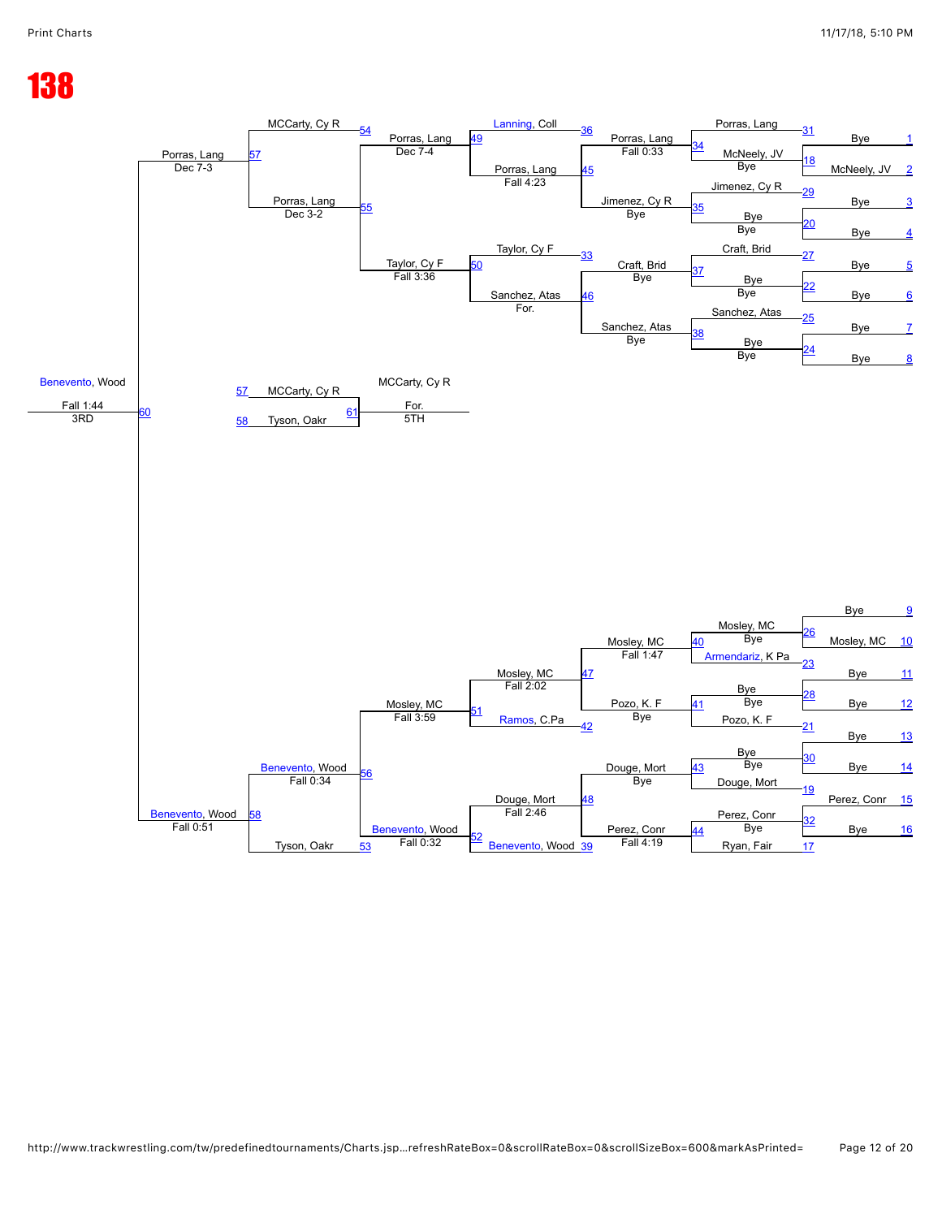# 138

## Top Bracket

| Bout | Wrestler | Result |
|---|---|---|
| 1 | Bye | |
| 2 | McNeely, JV | |
| 3 | Bye | |
| 4 | Bye | |
| 5 | Bye | |
| 6 | Bye | |
| 7 | Bye | |
| 8 | Bye | |
| 31 | Porras, Lang | |
| 18 | McNeely, JV | Bye |
| 29 | Jimenez, Cy R | |
| 20 | Bye | Bye |
| 27 | Craft, Brid | |
| 22 | Bye | Bye |
| 25 | Sanchez, Atas | |
| 24 | Bye | Bye |
| 34 | Porras, Lang | Fall 0:33 |
| 35 | Jimenez, Cy R | Bye |
| 37 | Craft, Brid | Bye |
| 38 | Sanchez, Atas | Bye |
| 36 | Lanning, Coll | |
| 45 | Porras, Lang | Fall 4:23 |
| 33 | Taylor, Cy F | |
| 46 | Sanchez, Atas | For. |
| 49 | Porras, Lang | Dec 7-4 |
| 50 | Taylor, Cy F | Fall 3:36 |
| 54 | MCCarty, Cy R | |
| 55 | Porras, Lang | Dec 3-2 |
| 57 | Porras, Lang | Dec 7-3 |

## 5th Place

| Bout | Wrestler | Result |
|---|---|---|
| 57 | MCCarty, Cy R | |
| 58 | Tyson, Oakr | |
| 61 | MCCarty, Cy R | For. 5TH |

## Bottom Bracket

| Bout | Wrestler | Result |
|---|---|---|
| 9 | Bye | |
| 10 | Mosley, MC | |
| 11 | Bye | |
| 12 | Bye | |
| 13 | Bye | |
| 14 | Bye | |
| 15 | Perez, Conr | |
| 16 | Bye | |
| 26 | Mosley, MC | Bye |
| 23 | Armendariz, K Pa | |
| 28 | Bye | Bye |
| 21 | Pozo, K. F | |
| 30 | Bye | Bye |
| 19 | Douge, Mort | |
| 32 | Perez, Conr | Bye |
| 17 | Ryan, Fair | |
| 40 | Mosley, MC | Fall 1:47 |
| 41 | Pozo, K. F | Bye |
| 43 | Douge, Mort | Bye |
| 44 | Perez, Conr | Fall 4:19 |
| 47 | Mosley, MC | Fall 2:02 |
| 42 | Ramos, C.Pa | |
| 48 | Douge, Mort | Fall 2:46 |
| 39 | Benevento, Wood | |
| 51 | Mosley, MC | Fall 3:59 |
| 52 | Benevento, Wood | Fall 0:32 |
| 56 | Benevento, Wood | Fall 0:34 |
| 53 | Tyson, Oakr | |
| 58 | Benevento, Wood | Fall 0:51 |

## 3rd Place

| Bout | Wrestler | Result |
|---|---|---|
| 60 | Benevento, Wood | Fall 1:44 3RD |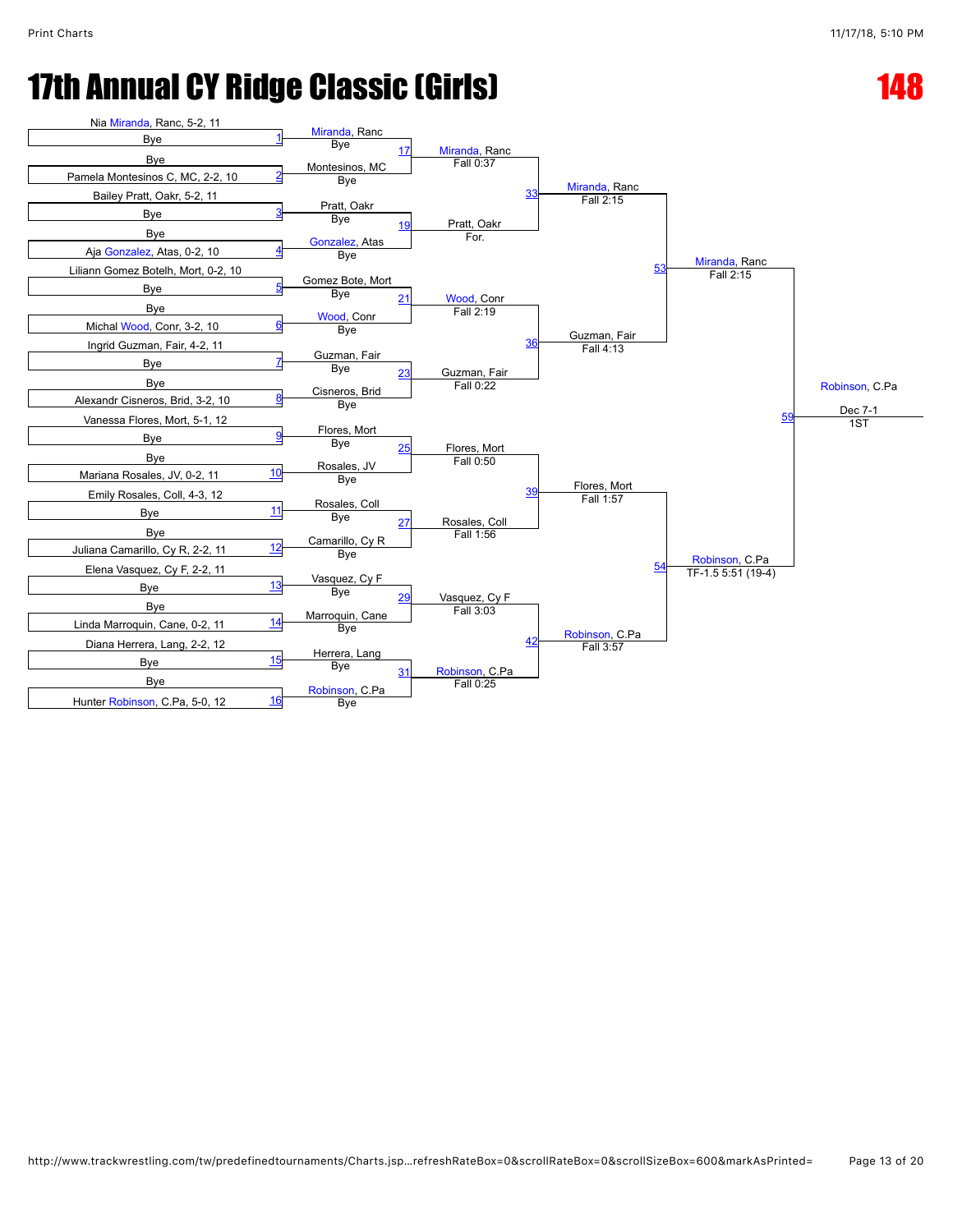# 17th Annual CY Ridge Classic (Girls)

## 148

### Round 1 (Entries)

| Match | Wrestler 1 | Wrestler 2 |
|---|---|---|
| 1 | Nia Miranda, Ranc, 5-2, 11 | Bye |
| 2 | Bye | Pamela Montesinos C, MC, 2-2, 10 |
| 3 | Bailey Pratt, Oakr, 5-2, 11 | Bye |
| 4 | Bye | Aja Gonzalez, Atas, 0-2, 10 |
| 5 | Liliann Gomez Botelh, Mort, 0-2, 10 | Bye |
| 6 | Bye | Michal Wood, Conr, 3-2, 10 |
| 7 | Ingrid Guzman, Fair, 4-2, 11 | Bye |
| 8 | Bye | Alexandr Cisneros, Brid, 3-2, 10 |
| 9 | Vanessa Flores, Mort, 5-1, 12 | Bye |
| 10 | Bye | Mariana Rosales, JV, 0-2, 11 |
| 11 | Emily Rosales, Coll, 4-3, 12 | Bye |
| 12 | Bye | Juliana Camarillo, Cy R, 2-2, 11 |
| 13 | Elena Vasquez, Cy F, 2-2, 11 | Bye |
| 14 | Bye | Linda Marroquin, Cane, 0-2, 11 |
| 15 | Diana Herrera, Lang, 2-2, 12 | Bye |
| 16 | Bye | Hunter Robinson, C.Pa, 5-0, 12 |

### Round 1 Winners

| Match | Winner | Result |
|---|---|---|
| 1 | Miranda, Ranc | Bye |
| 2 | Montesinos, MC | Bye |
| 3 | Pratt, Oakr | Bye |
| 4 | Gonzalez, Atas | Bye |
| 5 | Gomez Bote, Mort | Bye |
| 6 | Wood, Conr | Bye |
| 7 | Guzman, Fair | Bye |
| 8 | Cisneros, Brid | Bye |
| 9 | Flores, Mort | Bye |
| 10 | Rosales, JV | Bye |
| 11 | Rosales, Coll | Bye |
| 12 | Camarillo, Cy R | Bye |
| 13 | Vasquez, Cy F | Bye |
| 14 | Marroquin, Cane | Bye |
| 15 | Herrera, Lang | Bye |
| 16 | Robinson, C.Pa | Bye |

### Round 2

| Match | Winner | Result |
|---|---|---|
| 17 | Miranda, Ranc | Fall 0:37 |
| 19 | Pratt, Oakr | For. |
| 21 | Wood, Conr | Fall 2:19 |
| 23 | Guzman, Fair | Fall 0:22 |
| 25 | Flores, Mort | Fall 0:50 |
| 27 | Rosales, Coll | Fall 1:56 |
| 29 | Vasquez, Cy F | Fall 3:03 |
| 31 | Robinson, C.Pa | Fall 0:25 |

### Quarterfinals

| Match | Winner | Result |
|---|---|---|
| 33 | Miranda, Ranc | Fall 2:15 |
| 36 | Guzman, Fair | Fall 4:13 |
| 39 | Flores, Mort | Fall 1:57 |
| 42 | Robinson, C.Pa | Fall 3:57 |

### Semifinals

| Match | Winner | Result |
|---|---|---|
| 53 | Miranda, Ranc | Fall 2:15 |
| 54 | Robinson, C.Pa | TF-1.5 5:51 (19-4) |

### Final

| Match | Winner | Result |
|---|---|---|
| 59 | Robinson, C.Pa | Dec 7-1 |

1ST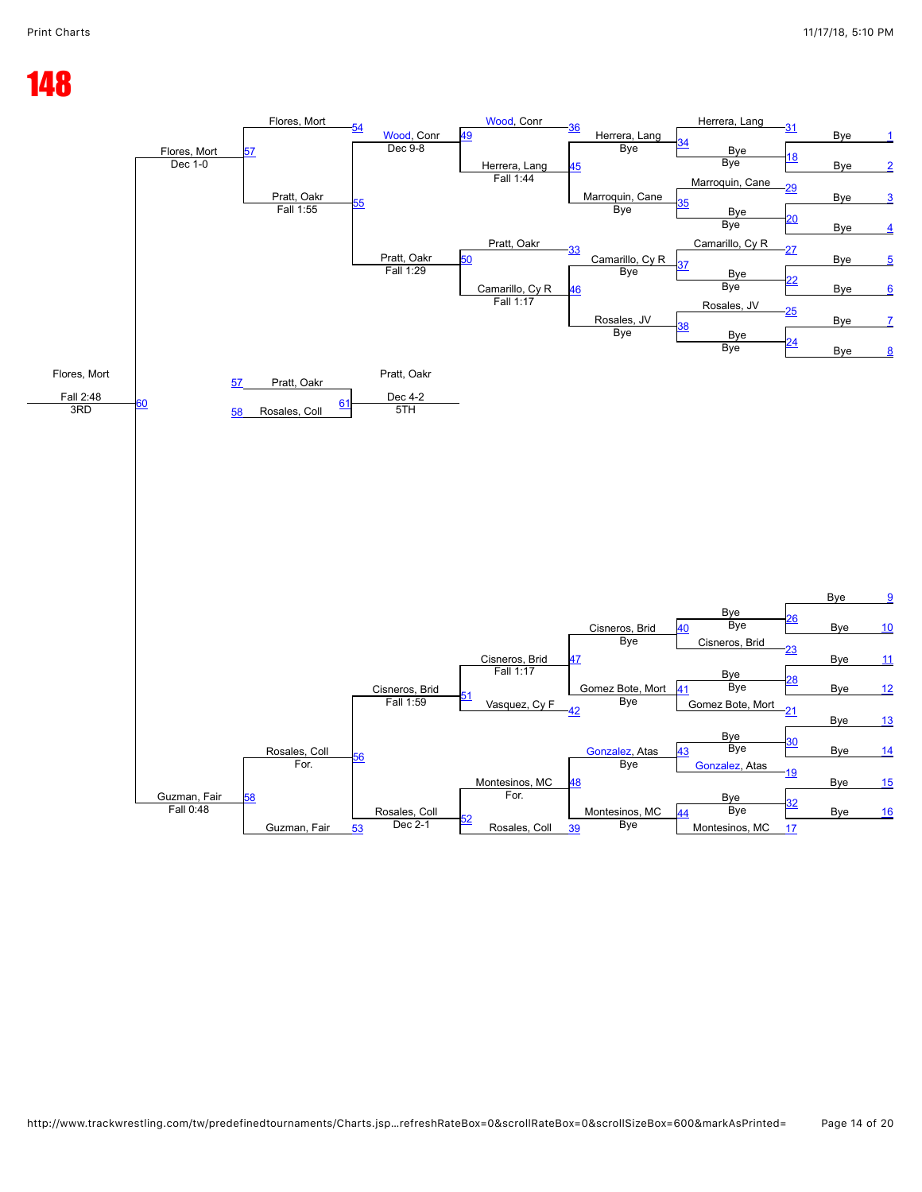# 148

## Championship Bracket (Top Half)

| Seed | Wrestler | Match | Result |
|---|---|---|---|
| 1 | Bye | 31 | Herrera, Lang |
| 2 | Bye | 18 | Bye / Bye |
| 3 | Bye | 29 | Marroquin, Cane |
| 4 | Bye | 20 | Bye / Bye |
| 5 | Bye | 27 | Camarillo, Cy R |
| 6 | Bye | 22 | Bye / Bye |
| 7 | Bye | 25 | Rosales, JV |
| 8 | Bye | 24 | Bye / Bye |

| Match | Winner | Result |
|---|---|---|
| 34 | Herrera, Lang | Bye |
| 35 | Marroquin, Cane | Bye |
| 37 | Camarillo, Cy R | Bye |
| 38 | Rosales, JV | Bye |
| 45 | Herrera, Lang | Fall 1:44 |
| 46 | Camarillo, Cy R | Fall 1:17 |
| 36 | Wood, Conr | |
| 33 | Pratt, Oakr | |
| 49 | Wood, Conr | Dec 9-8 |
| 50 | Pratt, Oakr | Fall 1:29 |
| 54 | Flores, Mort | |
| 55 | Pratt, Oakr | Fall 1:55 |
| 57 | Flores, Mort | Dec 1-0 |

## Championship Bracket (Bottom Half)

| Seed | Wrestler | Match | Result |
|---|---|---|---|
| 9 | Bye | 26 | Bye / Bye |
| 10 | Bye | 23 | Cisneros, Brid |
| 11 | Bye | 28 | Bye / Bye |
| 12 | Bye | 21 | Gomez Bote, Mort |
| 13 | Bye | 30 | Bye / Bye |
| 14 | Bye | 19 | Gonzalez, Atas |
| 15 | Bye | 32 | Bye / Bye |
| 16 | Bye | 17 | Montesinos, MC |

| Match | Winner | Result |
|---|---|---|
| 40 | Cisneros, Brid | Bye |
| 41 | Gomez Bote, Mort | Bye |
| 43 | Gonzalez, Atas | Bye |
| 44 | Montesinos, MC | Bye |
| 47 | Cisneros, Brid | Fall 1:17 |
| 42 | Vasquez, Cy F | |
| 48 | Montesinos, MC | For. |
| 39 | Rosales, Coll | |
| 51 | Cisneros, Brid | Fall 1:59 |
| 52 | Rosales, Coll | Dec 2-1 |
| 56 | Rosales, Coll | For. |
| 53 | Guzman, Fair | |
| 58 | Guzman, Fair | Fall 0:48 |

## Placement Matches

| Match | Wrestlers | Winner | Result | Place |
|---|---|---|---|---|
| 60 | Flores, Mort (57) vs. Guzman, Fair (58) | Flores, Mort | Fall 2:48 | 3RD |
| 61 | Pratt, Oakr (57) vs. Rosales, Coll (58) | Pratt, Oakr | Dec 4-2 | 5TH |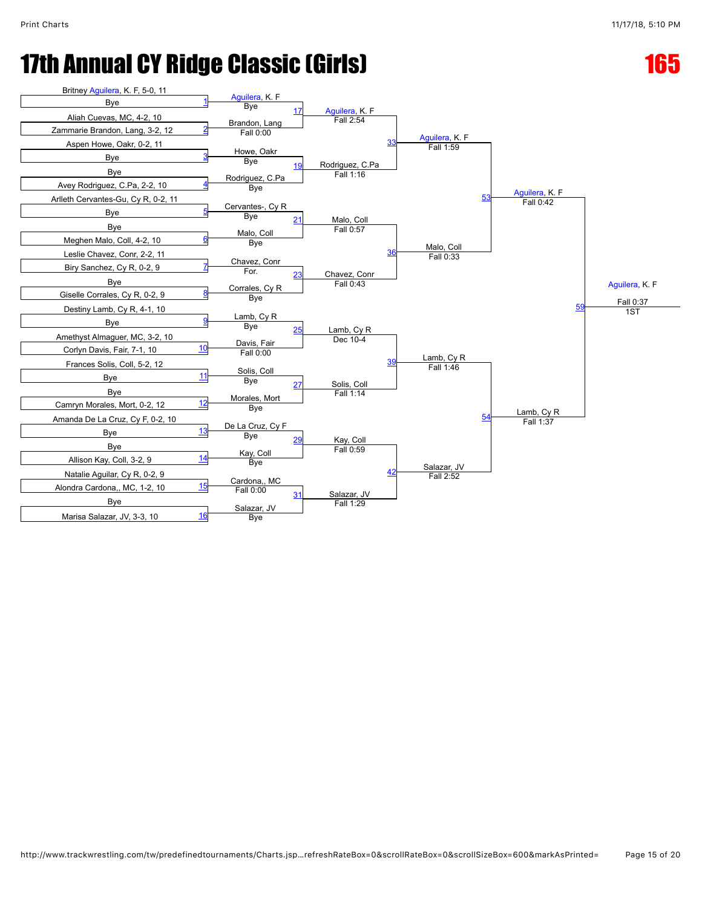# 17th Annual CY Ridge Classic (Girls)

## 165

### First Round

| Bout | Wrestler (Top) | Wrestler (Bottom) | Winner | Result |
|---|---|---|---|---|
| 1 | Britney Aguilera, K. F, 5-0, 11 | Bye | Aguilera, K. F | Bye |
| 2 | Aliah Cuevas, MC, 4-2, 10 | Zammarie Brandon, Lang, 3-2, 12 | Brandon, Lang | Fall 0:00 |
| 3 | Aspen Howe, Oakr, 0-2, 11 | Bye | Howe, Oakr | Bye |
| 4 | Bye | Avey Rodriguez, C.Pa, 2-2, 10 | Rodriguez, C.Pa | Bye |
| 5 | Arlleth Cervantes-Gu, Cy R, 0-2, 11 | Bye | Cervantes-, Cy R | Bye |
| 6 | Bye | Meghen Malo, Coll, 4-2, 10 | Malo, Coll | Bye |
| 7 | Leslie Chavez, Conr, 2-2, 11 | Biry Sanchez, Cy R, 0-2, 9 | Chavez, Conr | For. |
| 8 | Bye | Giselle Corrales, Cy R, 0-2, 9 | Corrales, Cy R | Bye |
| 9 | Destiny Lamb, Cy R, 4-1, 10 | Bye | Lamb, Cy R | Bye |
| 10 | Amethyst Almaguer, MC, 3-2, 10 | Corlyn Davis, Fair, 7-1, 10 | Davis, Fair | Fall 0:00 |
| 11 | Frances Solis, Coll, 5-2, 12 | Bye | Solis, Coll | Bye |
| 12 | Bye | Camryn Morales, Mort, 0-2, 12 | Morales, Mort | Bye |
| 13 | Amanda De La Cruz, Cy F, 0-2, 10 | Bye | De La Cruz, Cy F | Bye |
| 14 | Bye | Allison Kay, Coll, 3-2, 9 | Kay, Coll | Bye |
| 15 | Natalie Aguilar, Cy R, 0-2, 9 | Alondra Cardona,, MC, 1-2, 10 | Cardona,, MC | Fall 0:00 |
| 16 | Bye | Marisa Salazar, JV, 3-3, 10 | Salazar, JV | Bye |

### Second Round

| Bout | Winner | Result |
|---|---|---|
| 17 | Aguilera, K. F | Fall 2:54 |
| 19 | Rodriguez, C.Pa | Fall 1:16 |
| 21 | Malo, Coll | Fall 0:57 |
| 23 | Chavez, Conr | Fall 0:43 |
| 25 | Lamb, Cy R | Dec 10-4 |
| 27 | Solis, Coll | Fall 1:14 |
| 29 | Kay, Coll | Fall 0:59 |
| 31 | Salazar, JV | Fall 1:29 |

### Quarterfinals

| Bout | Winner | Result |
|---|---|---|
| 33 | Aguilera, K. F | Fall 1:59 |
| 36 | Malo, Coll | Fall 0:33 |
| 39 | Lamb, Cy R | Fall 1:46 |
| 42 | Salazar, JV | Fall 2:52 |

### Semifinals

| Bout | Winner | Result |
|---|---|---|
| 53 | Aguilera, K. F | Fall 0:42 |
| 54 | Lamb, Cy R | Fall 1:37 |

### Final

| Bout | Winner | Result |
|---|---|---|
| 59 | Aguilera, K. F | Fall 0:37 |

1ST: Aguilera, K. F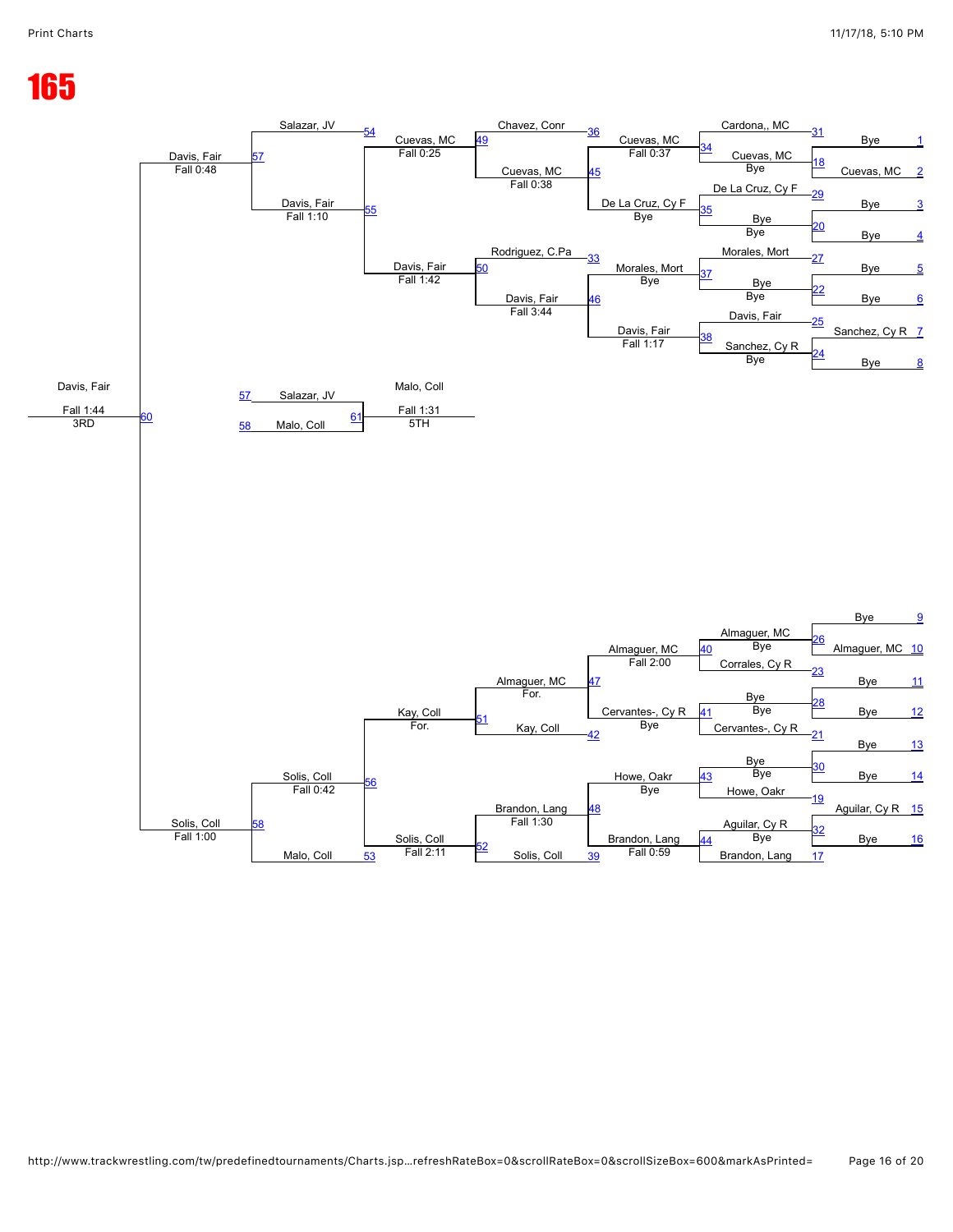# 165

## Championship Bracket (Top Half)

| Bout | Match | Result |
|---|---|---|
| 18 | Bye (1) vs Cuevas, MC (2) | Cuevas, MC — Bye |
| 20 | Bye (3) vs Bye (4) | Bye — Bye |
| 22 | Bye (5) vs Bye (6) | Bye — Bye |
| 24 | Sanchez, Cy R (7) vs Bye (8) | Sanchez, Cy R — Bye |
| 34 | Cardona,, MC (31) vs Cuevas, MC | Cuevas, MC — Fall 0:37 |
| 35 | De La Cruz, Cy F (29) vs Bye | De La Cruz, Cy F — Bye |
| 37 | Morales, Mort (27) vs Bye | Morales, Mort — Bye |
| 38 | Davis, Fair (25) vs Sanchez, Cy R | Davis, Fair — Fall 1:17 |
| 45 | Cuevas, MC vs De La Cruz, Cy F | Cuevas, MC — Fall 0:38 |
| 46 | Morales, Mort vs Davis, Fair | Davis, Fair — Fall 3:44 |
| 49 | Chavez, Conr (36) vs Cuevas, MC | Cuevas, MC — Fall 0:25 |
| 50 | Rodriguez, C.Pa (33) vs Davis, Fair | Davis, Fair — Fall 1:42 |
| 55 | Cuevas, MC vs Davis, Fair | Davis, Fair — Fall 1:10 |
| 57 | Salazar, JV (54) vs Davis, Fair | Davis, Fair — Fall 0:48 |

## Championship Bracket (Bottom Half)

| Bout | Match | Result |
|---|---|---|
| 26 | Bye (9) vs Almaguer, MC (10) | Almaguer, MC — Bye |
| 28 | Bye (11) vs Bye (12) | Bye — Bye |
| 30 | Bye (13) vs Bye (14) | Bye — Bye |
| 32 | Aguilar, Cy R (15) vs Bye (16) | Aguilar, Cy R — Bye |
| 40 | Almaguer, MC vs Corrales, Cy R (23) | Almaguer, MC — Bye |
| 41 | Bye vs Cervantes-, Cy R (21) | Cervantes-, Cy R — Bye |
| 43 | Bye vs Howe, Oakr (19) | Howe, Oakr — Bye |
| 44 | Aguilar, Cy R vs Brandon, Lang (17) | Brandon, Lang — Bye |
| 47 | Almaguer, MC vs Cervantes-, Cy R | Almaguer, MC — Fall 2:00 |
| 48 | Howe, Oakr vs Brandon, Lang | Brandon, Lang — Fall 0:59 |
| 51 | Almaguer, MC vs Kay, Coll (42) | Kay, Coll — For. |
| 52 | Brandon, Lang vs Solis, Coll (39) | Solis, Coll — Fall 2:11 |
| 56 | Kay, Coll vs Solis, Coll | Solis, Coll — Fall 0:42 |
| 58 | Solis, Coll vs Malo, Coll (53) | Solis, Coll — Fall 1:00 |

## Final / Placement

| Bout | Match | Result |
|---|---|---|
| 60 | Davis, Fair vs Solis, Coll | Davis, Fair — Fall 1:44 — 3RD |
| 61 | Salazar, JV (57) vs Malo, Coll (58) | Malo, Coll — Fall 1:31 — 5TH |

Almaguer, MC — For.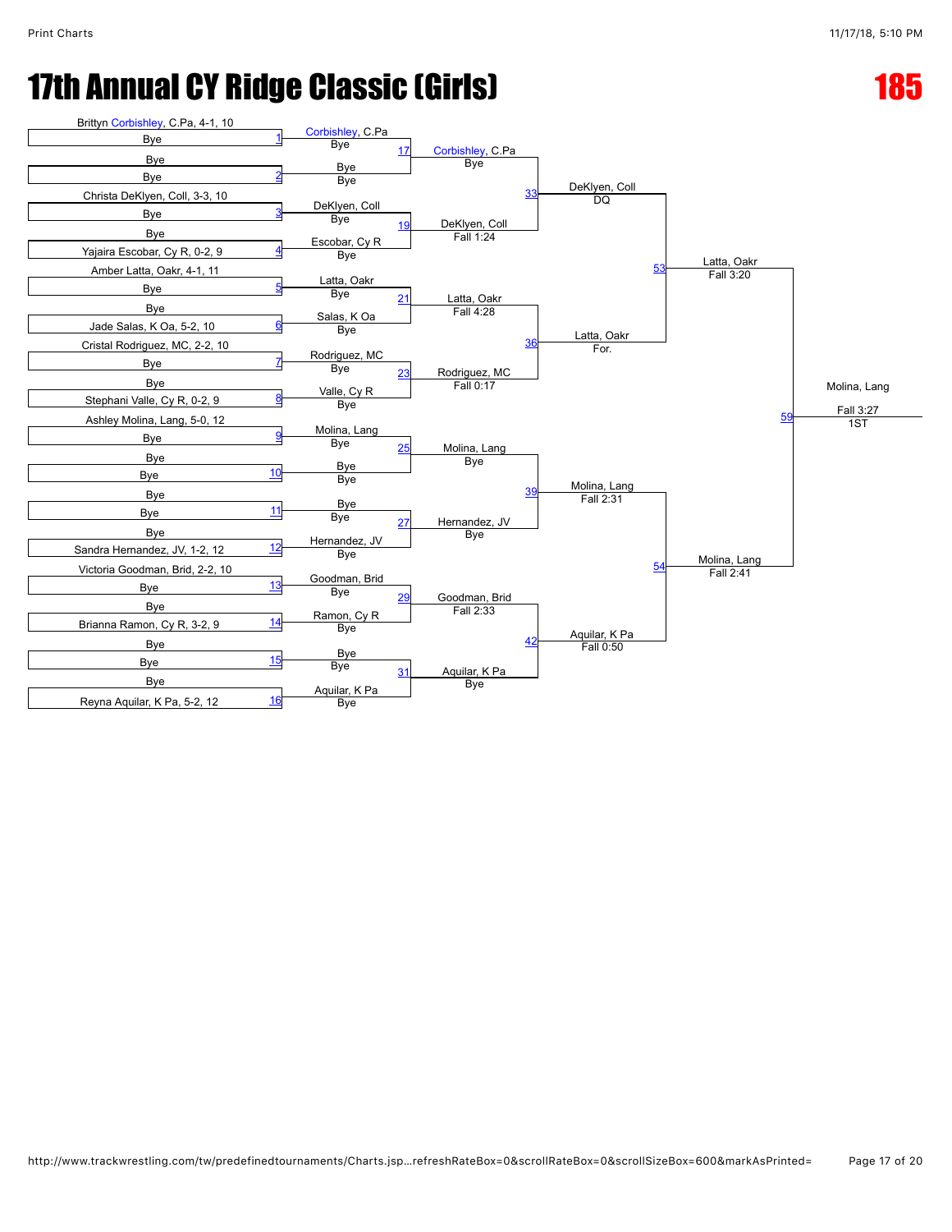# 17th Annual CY Ridge Classic (Girls)

## 185

### First Round

| Match | Wrestler 1 | Wrestler 2 |
| --- | --- | --- |
| 1 | Brittyn Corbishley, C.Pa, 4-1, 10 | Bye |
| 2 | Bye | Bye |
| 3 | Christa DeKlyen, Coll, 3-3, 10 | Bye |
| 4 | Bye | Yajaira Escobar, Cy R, 0-2, 9 |
| 5 | Amber Latta, Oakr, 4-1, 11 | Bye |
| 6 | Bye | Jade Salas, K Oa, 5-2, 10 |
| 7 | Cristal Rodriguez, MC, 2-2, 10 | Bye |
| 8 | Bye | Stephani Valle, Cy R, 0-2, 9 |
| 9 | Ashley Molina, Lang, 5-0, 12 | Bye |
| 10 | Bye | Bye |
| 11 | Bye | Bye |
| 12 | Bye | Sandra Hernandez, JV, 1-2, 12 |
| 13 | Victoria Goodman, Brid, 2-2, 10 | Bye |
| 14 | Bye | Brianna Ramon, Cy R, 3-2, 9 |
| 15 | Bye | Bye |
| 16 | Bye | Reyna Aquilar, K Pa, 5-2, 12 |

### Results

| Match | Winner | Result |
| --- | --- | --- |
| 1 | Corbishley, C.Pa | Bye |
| 2 | Bye | Bye |
| 3 | DeKlyen, Coll | Bye |
| 4 | Escobar, Cy R | Bye |
| 5 | Latta, Oakr | Bye |
| 6 | Salas, K Oa | Bye |
| 7 | Rodriguez, MC | Bye |
| 8 | Valle, Cy R | Bye |
| 9 | Molina, Lang | Bye |
| 10 | Bye | Bye |
| 11 | Bye | Bye |
| 12 | Hernandez, JV | Bye |
| 13 | Goodman, Brid | Bye |
| 14 | Ramon, Cy R | Bye |
| 15 | Bye | Bye |
| 16 | Aquilar, K Pa | Bye |
| 17 | Corbishley, C.Pa | Bye |
| 19 | DeKlyen, Coll | Fall 1:24 |
| 21 | Latta, Oakr | Fall 4:28 |
| 23 | Rodriguez, MC | Fall 0:17 |
| 25 | Molina, Lang | Bye |
| 27 | Hernandez, JV | Bye |
| 29 | Goodman, Brid | Fall 2:33 |
| 31 | Aquilar, K Pa | Bye |
| 33 | DeKlyen, Coll | DQ |
| 36 | Latta, Oakr | For. |
| 39 | Molina, Lang | Fall 2:31 |
| 42 | Aquilar, K Pa | Fall 0:50 |
| 53 | Latta, Oakr | Fall 3:20 |
| 54 | Molina, Lang | Fall 2:41 |
| 59 | Molina, Lang | Fall 3:27 |

**1ST:** Molina, Lang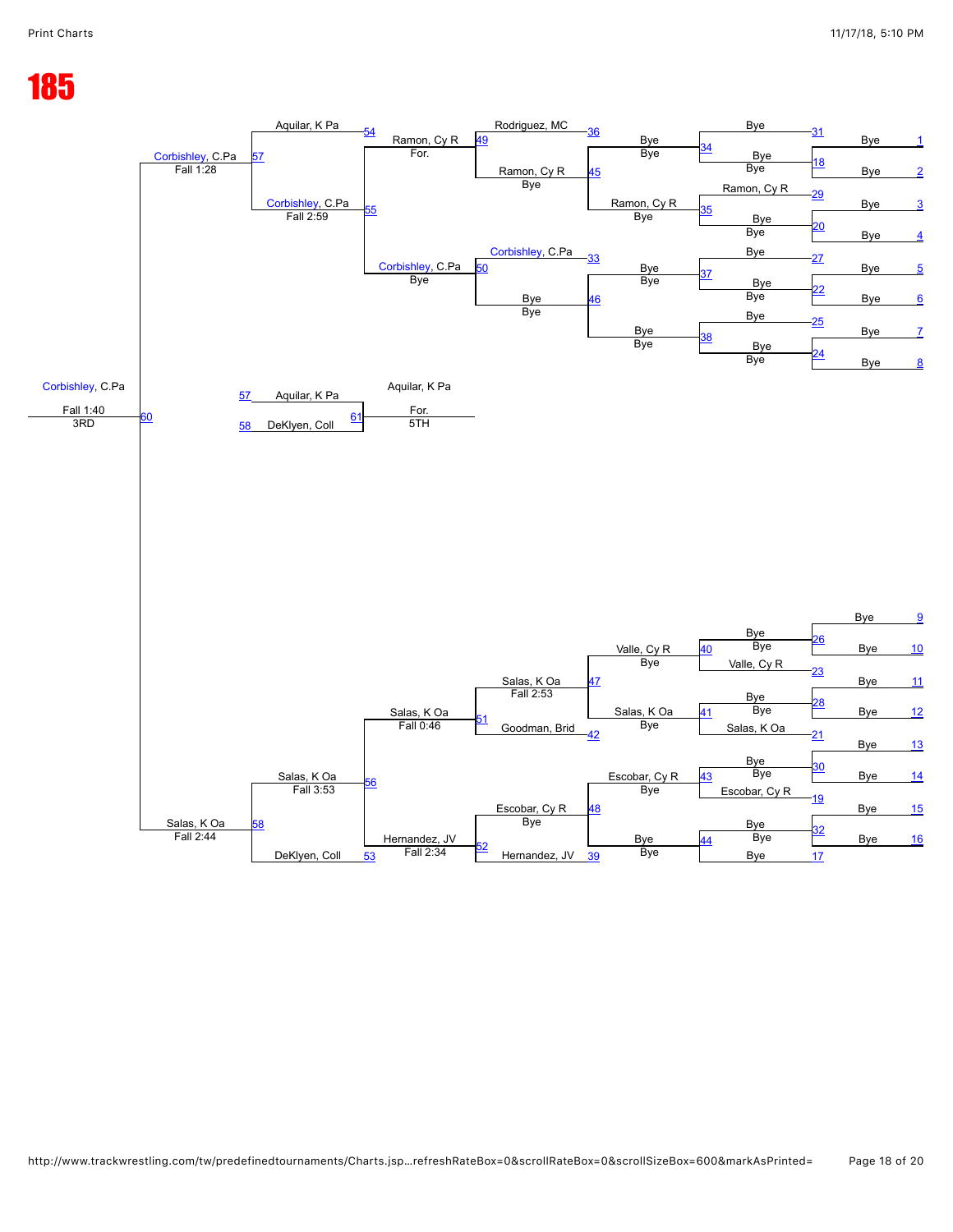# 185

**Top half of bracket**

| Line | Wrestler |
|---|---|
| 1 | Bye |
| 2 | Bye |
| 3 | Bye |
| 4 | Bye |
| 5 | Bye |
| 6 | Bye |
| 7 | Bye |
| 8 | Bye |

| Match | Winner | Result |
|---|---|---|
| 31 | Bye | |
| 18 | Bye | Bye |
| 29 | Ramon, Cy R | |
| 20 | Bye | Bye |
| 27 | Bye | |
| 22 | Bye | Bye |
| 25 | Bye | |
| 24 | Bye | Bye |
| 34 | Bye | Bye |
| 35 | Ramon, Cy R | Bye |
| 37 | Bye | Bye |
| 38 | Bye | Bye |
| 36 | Rodriguez, MC | |
| 45 | Ramon, Cy R | Bye |
| 33 | Corbishley, C.Pa | |
| 46 | Bye | Bye |
| 49 | Ramon, Cy R | For. |
| 50 | Corbishley, C.Pa | Bye |
| 54 | Aquilar, K Pa | |
| 55 | Corbishley, C.Pa | Fall 2:59 |
| 57 | Corbishley, C.Pa | Fall 1:28 |

**Bottom half of bracket**

| Line | Wrestler |
|---|---|
| 9 | Bye |
| 10 | Bye |
| 11 | Bye |
| 12 | Bye |
| 13 | Bye |
| 14 | Bye |
| 15 | Bye |
| 16 | Bye |
| 17 | Bye |

| Match | Winner | Result |
|---|---|---|
| 26 | Bye | Bye |
| 23 | Valle, Cy R | |
| 28 | Bye | Bye |
| 21 | Salas, K Oa | |
| 30 | Bye | Bye |
| 19 | Escobar, Cy R | |
| 32 | Bye | Bye |
| 40 | Valle, Cy R | Bye |
| 41 | Salas, K Oa | Bye |
| 43 | Escobar, Cy R | Bye |
| 44 | Bye | Bye |
| 47 | Salas, K Oa | Fall 2:53 |
| 42 | Goodman, Brid | |
| 48 | Escobar, Cy R | Bye |
| 39 | Hernandez, JV | |
| 51 | Salas, K Oa | Fall 0:46 |
| 52 | Hernandez, JV | Fall 2:34 |
| 56 | Salas, K Oa | Fall 3:53 |
| 53 | DeKlyen, Coll | |
| 58 | Salas, K Oa | Fall 2:44 |

**Final**

| Match | Winner | Result |
|---|---|---|
| 60 | Corbishley, C.Pa | Fall 1:40 |
| | 3RD | |

**5th place**

| Match | Wrestler |
|---|---|
| 57 | Aquilar, K Pa |
| 58 | DeKlyen, Coll |
| 61 | Aquilar, K Pa — For. — 5TH |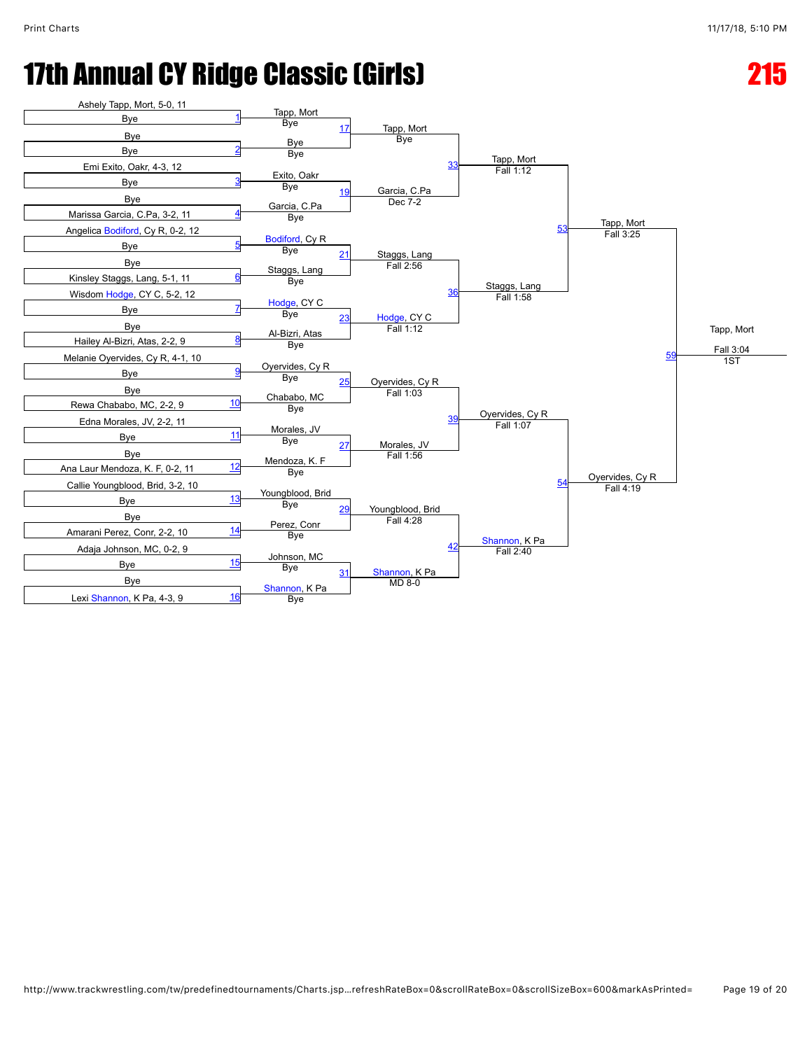# 17th Annual CY Ridge Classic (Girls)

## 215

### First Round

| Bout | Wrestler 1 | Wrestler 2 | Winner | Result |
|---|---|---|---|---|
| 1 | Ashely Tapp, Mort, 5-0, 11 | Bye | Tapp, Mort | Bye |
| 2 | Bye | Bye | Bye | Bye |
| 3 | Emi Exito, Oakr, 4-3, 12 | Bye | Exito, Oakr | Bye |
| 4 | Bye | Marissa Garcia, C.Pa, 3-2, 11 | Garcia, C.Pa | Bye |
| 5 | Angelica Bodiford, Cy R, 0-2, 12 | Bye | Bodiford, Cy R | Bye |
| 6 | Bye | Kinsley Staggs, Lang, 5-1, 11 | Staggs, Lang | Bye |
| 7 | Wisdom Hodge, CY C, 5-2, 12 | Bye | Hodge, CY C | Bye |
| 8 | Bye | Hailey Al-Bizri, Atas, 2-2, 9 | Al-Bizri, Atas | Bye |
| 9 | Melanie Oyervides, Cy R, 4-1, 10 | Bye | Oyervides, Cy R | Bye |
| 10 | Bye | Rewa Chababo, MC, 2-2, 9 | Chababo, MC | Bye |
| 11 | Edna Morales, JV, 2-2, 11 | Bye | Morales, JV | Bye |
| 12 | Bye | Ana Laur Mendoza, K. F, 0-2, 11 | Mendoza, K. F | Bye |
| 13 | Callie Youngblood, Brid, 3-2, 10 | Bye | Youngblood, Brid | Bye |
| 14 | Bye | Amarani Perez, Conr, 2-2, 10 | Perez, Conr | Bye |
| 15 | Adaja Johnson, MC, 0-2, 9 | Bye | Johnson, MC | Bye |
| 16 | Bye | Lexi Shannon, K Pa, 4-3, 9 | Shannon, K Pa | Bye |

### Second Round

| Bout | Winner | Result |
|---|---|---|
| 17 | Tapp, Mort | Bye |
| 19 | Garcia, C.Pa | Dec 7-2 |
| 21 | Staggs, Lang | Fall 2:56 |
| 23 | Hodge, CY C | Fall 1:12 |
| 25 | Oyervides, Cy R | Fall 1:03 |
| 27 | Morales, JV | Fall 1:56 |
| 29 | Youngblood, Brid | Fall 4:28 |
| 31 | Shannon, K Pa | MD 8-0 |

### Quarterfinals

| Bout | Winner | Result |
|---|---|---|
| 33 | Tapp, Mort | Fall 1:12 |
| 36 | Staggs, Lang | Fall 1:58 |
| 39 | Oyervides, Cy R | Fall 1:07 |
| 42 | Shannon, K Pa | Fall 2:40 |

### Semifinals

| Bout | Winner | Result |
|---|---|---|
| 53 | Tapp, Mort | Fall 3:25 |
| 54 | Oyervides, Cy R | Fall 4:19 |

### Final

| Bout | Winner | Result | Place |
|---|---|---|---|
| 59 | Tapp, Mort | Fall 3:04 | 1ST |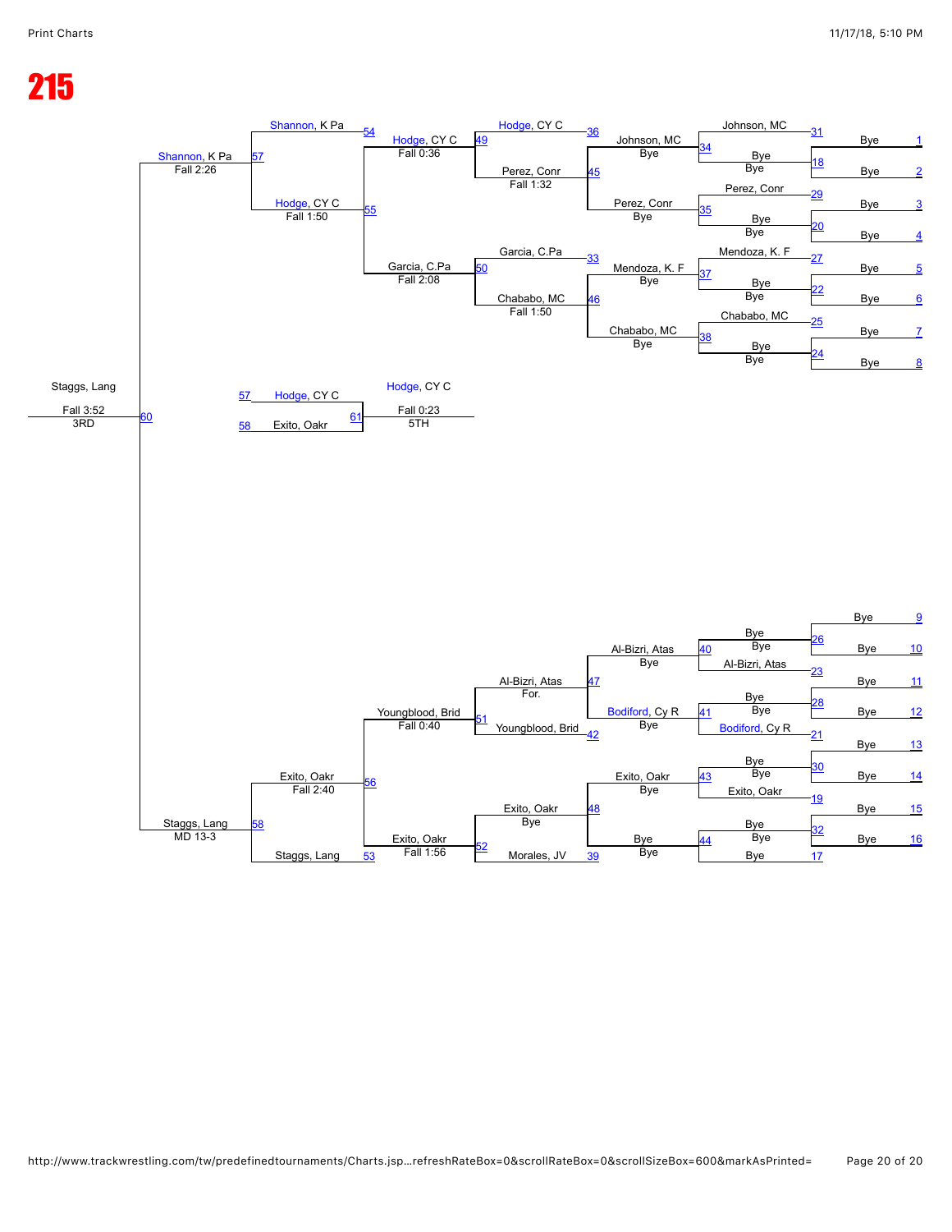# 215

Staggs, Lang
Fall 3:52
3RD
60

Shannon, K Pa
Fall 2:26
57

Shannon, K Pa
54

Hodge, CY C
Fall 1:50
55

Hodge, CY C
Fall 0:36
49

Garcia, C.Pa
Fall 2:08
50

Hodge, CY C
36

Perez, Conr
Fall 1:32
45

Garcia, C.Pa
33

Chababo, MC
Fall 1:50
46

Johnson, MC
Bye
34

Perez, Conr
Bye
35

Mendoza, K. F
Bye
37

Chababo, MC
Bye
38

Johnson, MC
31

Bye
Bye
18

Perez, Conr
29

Bye
Bye
20

Mendoza, K. F
27

Bye
Bye
22

Chababo, MC
25

Bye
Bye
24

Bye 1
Bye 2
Bye 3
Bye 4
Bye 5
Bye 6
Bye 7
Bye 8

57 Hodge, CY C
58 Exito, Oakr
61
Hodge, CY C
Fall 0:23
5TH

Staggs, Lang
MD 13-3
58

Exito, Oakr
Fall 2:40
56

Staggs, Lang
53

Youngblood, Brid
Fall 0:40
51

Exito, Oakr
Fall 1:56
52

Al-Bizri, Atas
For.
47

Youngblood, Brid
42

Exito, Oakr
Bye
48

Morales, JV
39

Al-Bizri, Atas
Bye
40

Bodiford, Cy R
Bye
41

Exito, Oakr
Bye
43

Bye
Bye
44

Bye
Bye
26

Al-Bizri, Atas
23

Bye
Bye
28

Bodiford, Cy R
21

Bye
Bye
30

Exito, Oakr
19

Bye
Bye
32

Bye
17

Bye 9
Bye 10
Bye 11
Bye 12
Bye 13
Bye 14
Bye 15
Bye 16